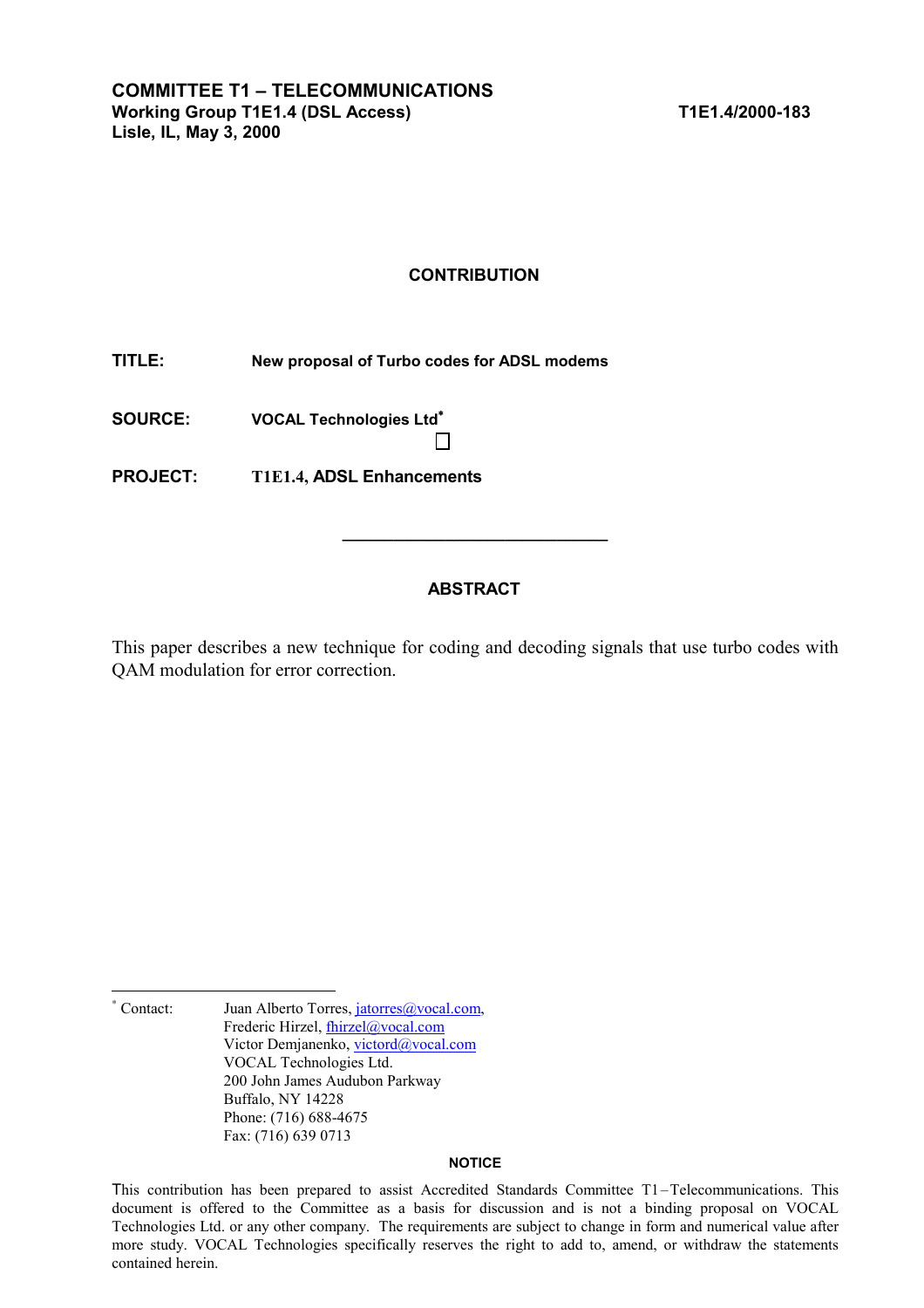**COMMITTEE T1 – TELECOMMUNICATIONS**
**Working Group T1E1.4 (DSL Access)** **T1E1.4/2000-183**
**Lisle, IL, May 3, 2000**

## CONTRIBUTION

**TITLE:** **New proposal of Turbo codes for ADSL modems**

**SOURCE:** **VOCAL Technologies Ltd***

**PROJECT:** **T1E1.4, ADSL Enhancements**

---

## ABSTRACT

This paper describes a new technique for coding and decoding signals that use turbo codes with QAM modulation for error correction.

---

\* Contact: Juan Alberto Torres, jatorres@vocal.com,
Frederic Hirzel, fhirzel@vocal.com
Victor Demjanenko, victord@vocal.com
VOCAL Technologies Ltd.
200 John James Audubon Parkway
Buffalo, NY 14228
Phone: (716) 688-4675
Fax: (716) 639 0713

**NOTICE**

This contribution has been prepared to assist Accredited Standards Committee T1 – Telecommunications. This document is offered to the Committee as a basis for discussion and is not a binding proposal on VOCAL Technologies Ltd. or any other company. The requirements are subject to change in form and numerical value after more study. VOCAL Technologies specifically reserves the right to add to, amend, or withdraw the statements contained herein.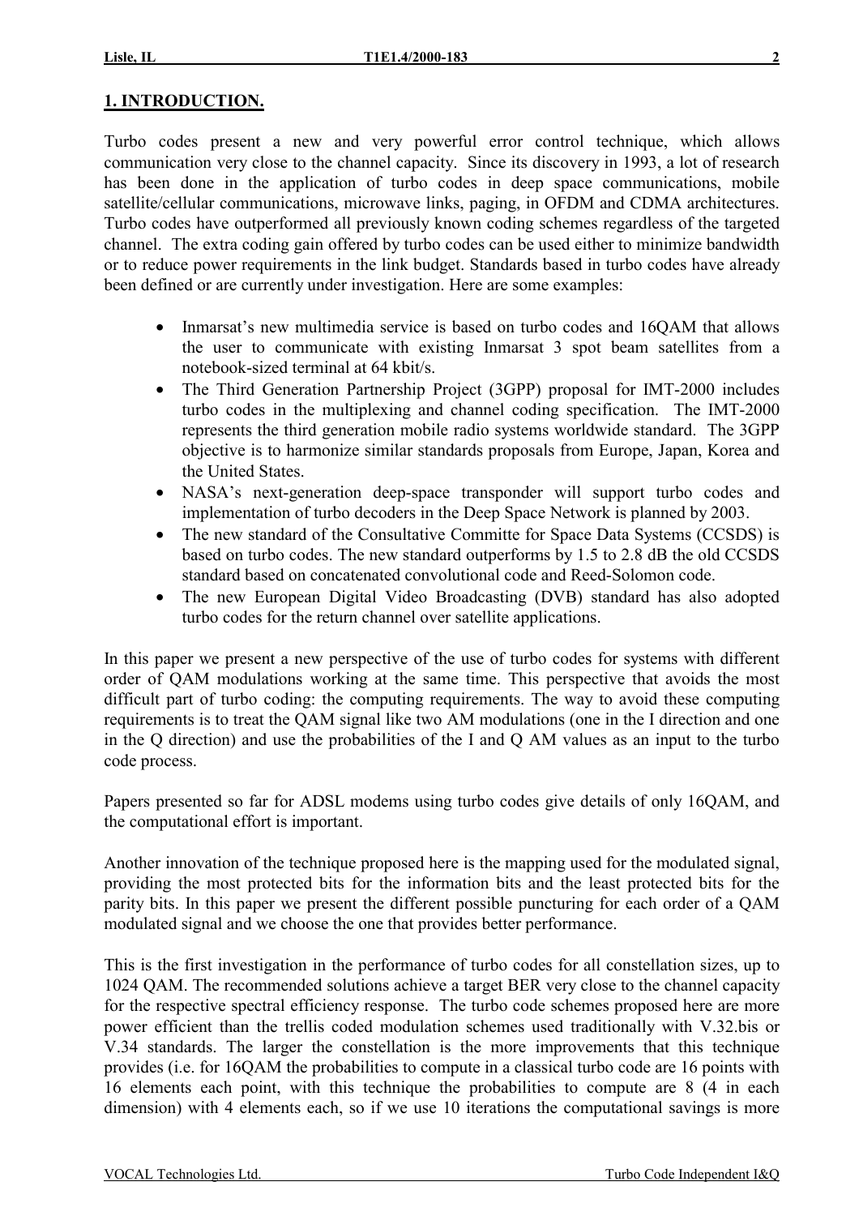## 1. INTRODUCTION.

Turbo codes present a new and very powerful error control technique, which allows communication very close to the channel capacity. Since its discovery in 1993, a lot of research has been done in the application of turbo codes in deep space communications, mobile satellite/cellular communications, microwave links, paging, in OFDM and CDMA architectures. Turbo codes have outperformed all previously known coding schemes regardless of the targeted channel. The extra coding gain offered by turbo codes can be used either to minimize bandwidth or to reduce power requirements in the link budget. Standards based in turbo codes have already been defined or are currently under investigation. Here are some examples:

- Inmarsat's new multimedia service is based on turbo codes and 16QAM that allows the user to communicate with existing Inmarsat 3 spot beam satellites from a notebook-sized terminal at 64 kbit/s.
- The Third Generation Partnership Project (3GPP) proposal for IMT-2000 includes turbo codes in the multiplexing and channel coding specification. The IMT-2000 represents the third generation mobile radio systems worldwide standard. The 3GPP objective is to harmonize similar standards proposals from Europe, Japan, Korea and the United States.
- NASA's next-generation deep-space transponder will support turbo codes and implementation of turbo decoders in the Deep Space Network is planned by 2003.
- The new standard of the Consultative Committe for Space Data Systems (CCSDS) is based on turbo codes. The new standard outperforms by 1.5 to 2.8 dB the old CCSDS standard based on concatenated convolutional code and Reed-Solomon code.
- The new European Digital Video Broadcasting (DVB) standard has also adopted turbo codes for the return channel over satellite applications.

In this paper we present a new perspective of the use of turbo codes for systems with different order of QAM modulations working at the same time. This perspective that avoids the most difficult part of turbo coding: the computing requirements. The way to avoid these computing requirements is to treat the QAM signal like two AM modulations (one in the I direction and one in the Q direction) and use the probabilities of the I and Q AM values as an input to the turbo code process.

Papers presented so far for ADSL modems using turbo codes give details of only 16QAM, and the computational effort is important.

Another innovation of the technique proposed here is the mapping used for the modulated signal, providing the most protected bits for the information bits and the least protected bits for the parity bits. In this paper we present the different possible puncturing for each order of a QAM modulated signal and we choose the one that provides better performance.

This is the first investigation in the performance of turbo codes for all constellation sizes, up to 1024 QAM. The recommended solutions achieve a target BER very close to the channel capacity for the respective spectral efficiency response. The turbo code schemes proposed here are more power efficient than the trellis coded modulation schemes used traditionally with V.32.bis or V.34 standards. The larger the constellation is the more improvements that this technique provides (i.e. for 16QAM the probabilities to compute in a classical turbo code are 16 points with 16 elements each point, with this technique the probabilities to compute are 8 (4 in each dimension) with 4 elements each, so if we use 10 iterations the computational savings is more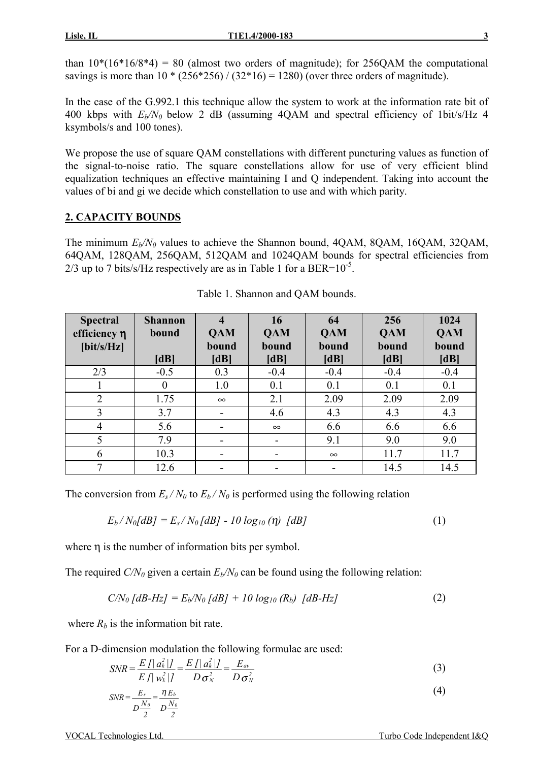than 10*(16*16/8*4) = 80 (almost two orders of magnitude); for 256QAM the computational savings is more than 10 * (256*256) / (32*16) = 1280) (over three orders of magnitude).

In the case of the G.992.1 this technique allow the system to work at the information rate bit of 400 kbps with $E_b/N_0$ below 2 dB (assuming 4QAM and spectral efficiency of 1bit/s/Hz 4 ksymbols/s and 100 tones).

We propose the use of square QAM constellations with different puncturing values as function of the signal-to-noise ratio. The square constellations allow for use of very efficient blind equalization techniques an effective maintaining I and Q independent. Taking into account the values of bi and gi we decide which constellation to use and with which parity.

## 2. CAPACITY BOUNDS

The minimum $E_b/N_0$ values to achieve the Shannon bound, 4QAM, 8QAM, 16QAM, 32QAM, 64QAM, 128QAM, 256QAM, 512QAM and 1024QAM bounds for spectral efficiencies from 2/3 up to 7 bits/s/Hz respectively are as in Table 1 for a BER=$10^{-5}$.

Table 1. Shannon and QAM bounds.

| Spectral efficiency $\eta$ [bit/s/Hz] | Shannon bound [dB] | 4 QAM bound [dB] | 16 QAM bound [dB] | 64 QAM bound [dB] | 256 QAM bound [dB] | 1024 QAM bound [dB] |
|---|---|---|---|---|---|---|
| 2/3 | -0.5 | 0.3 | -0.4 | -0.4 | -0.4 | -0.4 |
| 1 | 0 | 1.0 | 0.1 | 0.1 | 0.1 | 0.1 |
| 2 | 1.75 | ∞ | 2.1 | 2.09 | 2.09 | 2.09 |
| 3 | 3.7 | - | 4.6 | 4.3 | 4.3 | 4.3 |
| 4 | 5.6 | - | ∞ | 6.6 | 6.6 | 6.6 |
| 5 | 7.9 | - | - | 9.1 | 9.0 | 9.0 |
| 6 | 10.3 | - | - | ∞ | 11.7 | 11.7 |
| 7 | 12.6 | - | - | - | 14.5 | 14.5 |

The conversion from $E_s / N_0$ to $E_b / N_0$ is performed using the following relation

$$E_b / N_0[dB] = E_s / N_0\,[dB] - 10 \log_{10} (\eta) \;\; [dB] \tag{1}$$

where $\eta$ is the number of information bits per symbol.

The required $C/N_0$ given a certain $E_b/N_0$ can be found using the following relation:

$$C/N_0\,[dB\text{-}Hz] = E_b/N_0\,[dB] + 10 \log_{10} (R_b) \;\; [dB\text{-}Hz] \tag{2}$$

where $R_b$ is the information bit rate.

For a D-dimension modulation the following formulae are used:

$$SNR = \frac{E[|a_k^2|]}{E[|w_k^2|]} = \frac{E[|a_k^2|]}{D\sigma_N^2} = \frac{E_{av}}{D\sigma_N^2} \tag{3}$$

$$SNR = \frac{E_s}{D\frac{N_0}{2}} = \frac{\eta E_b}{D\frac{N_0}{2}} \tag{4}$$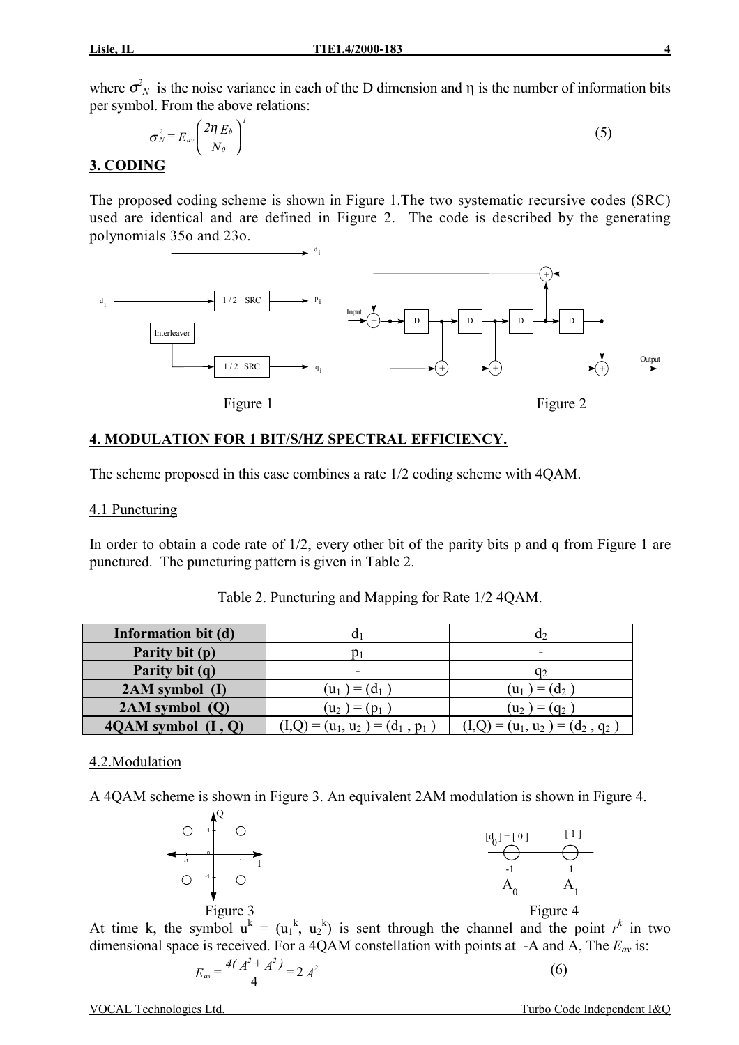where $\sigma^2_N$ is the noise variance in each of the D dimension and η is the number of information bits per symbol. From the above relations:

$$\sigma^2_N = E_{av}\left(\frac{2\eta\, E_b}{N_0}\right)^{-1} \tag{5}$$

## 3. CODING

The proposed coding scheme is shown in Figure 1.The two systematic recursive codes (SRC) used are identical and are defined in Figure 2. The code is described by the generating polynomials 35o and 23o.

Figure 1

Figure 2

## 4. MODULATION FOR 1 BIT/S/HZ SPECTRAL EFFICIENCY.

The scheme proposed in this case combines a rate 1/2 coding scheme with 4QAM.

### 4.1 Puncturing

In order to obtain a code rate of 1/2, every other bit of the parity bits p and q from Figure 1 are punctured. The puncturing pattern is given in Table 2.

Table 2. Puncturing and Mapping for Rate 1/2 4QAM.

| **Information bit (d)** | $d_1$ | $d_2$ |
|---|---|---|
| **Parity bit (p)** | $p_1$ | - |
| **Parity bit (q)** | - | $q_2$ |
| **2AM symbol (I)** | $(u_1) = (d_1)$ | $(u_1) = (d_2)$ |
| **2AM symbol (Q)** | $(u_2) = (p_1)$ | $(u_2) = (q_2)$ |
| **4QAM symbol (I , Q)** | $(I,Q) = (u_1, u_2) = (d_1, p_1)$ | $(I,Q) = (u_1, u_2) = (d_2, q_2)$ |

### 4.2.Modulation

A 4QAM scheme is shown in Figure 3. An equivalent 2AM modulation is shown in Figure 4.

Figure 3

Figure 4

At time k, the symbol $u^k = (u_1^k, u_2^k)$ is sent through the channel and the point $r^k$ in two dimensional space is received. For a 4QAM constellation with points at -A and A, The $E_{av}$ is:

$$E_{av} = \frac{4(A^2 + A^2)}{4} = 2\,A^2 \tag{6}$$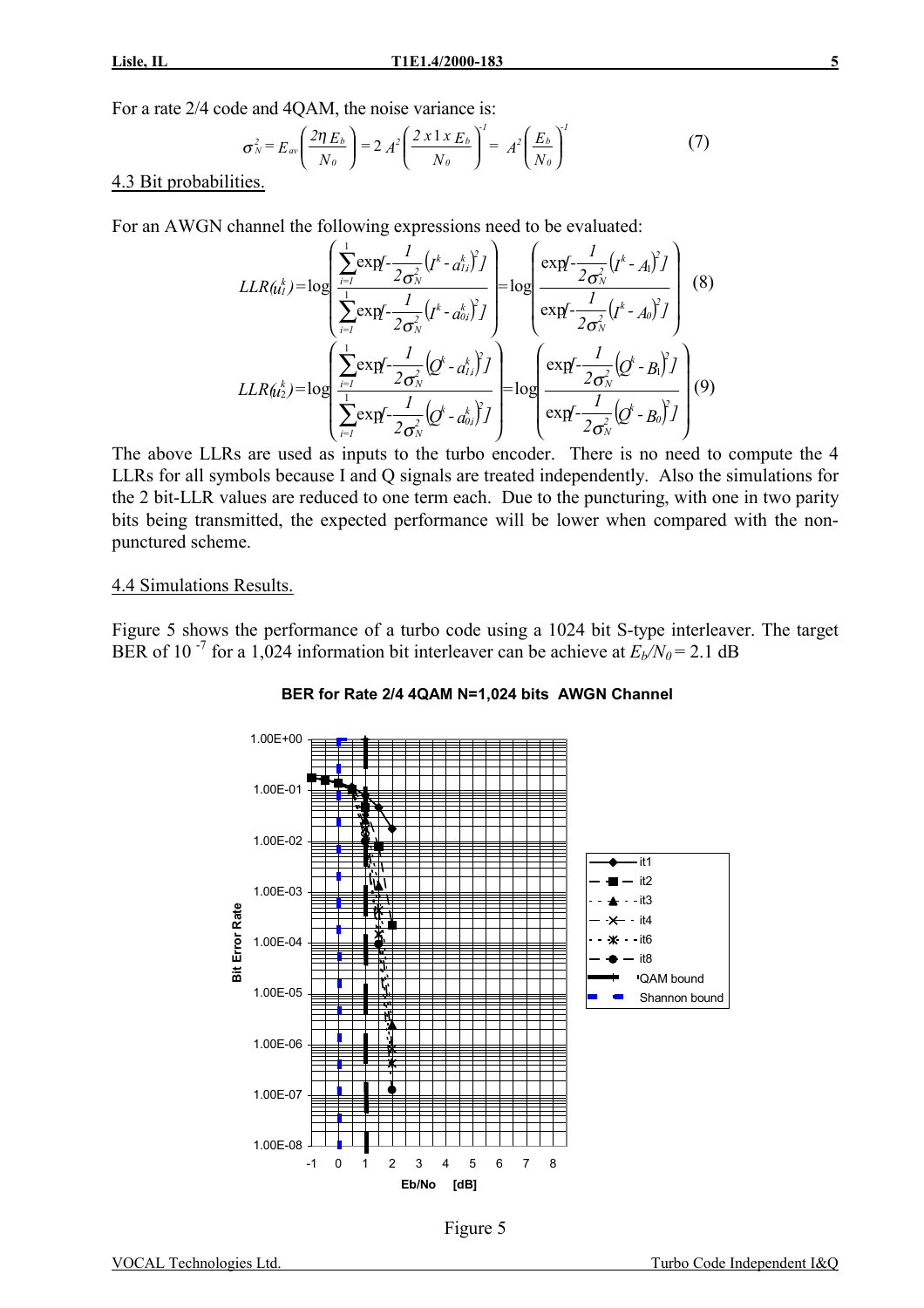For a rate 2/4 code and 4QAM, the noise variance is:

$$\sigma_N^2 = E_{av}\left(\frac{2\eta E_b}{N_0}\right) = 2A^2\left(\frac{2 \, x \, 1 \, x \, E_b}{N_0}\right)^{-1} = A^2\left(\frac{E_b}{N_0}\right)^{-1} \qquad (7)$$

4.3 Bit probabilities.

For an AWGN channel the following expressions need to be evaluated:

$$LLR(u_1^k) = \log\left(\frac{\sum_{i=1}^{1}\exp[-\frac{1}{2\sigma_N^2}(I^k - a_{1i}^k)^2]}{\sum_{i=1}^{1}\exp[-\frac{1}{2\sigma_N^2}(I^k - a_{0i}^k)^2]}\right) = \log\left(\frac{\exp[-\frac{1}{2\sigma_N^2}(I^k - A_1)^2]}{\exp[-\frac{1}{2\sigma_N^2}(I^k - A_0)^2]}\right) \qquad (8)$$

$$LLR(u_2^k) = \log\left(\frac{\sum_{i=1}^{1}\exp[-\frac{1}{2\sigma_N^2}(Q^k - a_{1i}^k)^2]}{\sum_{i=1}^{1}\exp[-\frac{1}{2\sigma_N^2}(Q^k - a_{0i}^k)^2]}\right) = \log\left(\frac{\exp[-\frac{1}{2\sigma_N^2}(Q^k - B_1)^2]}{\exp[-\frac{1}{2\sigma_N^2}(Q^k - B_0)^2]}\right) \qquad (9)$$

The above LLRs are used as inputs to the turbo encoder. There is no need to compute the 4 LLRs for all symbols because I and Q signals are treated independently. Also the simulations for the 2 bit-LLR values are reduced to one term each. Due to the puncturing, with one in two parity bits being transmitted, the expected performance will be lower when compared with the non-punctured scheme.

4.4 Simulations Results.

Figure 5 shows the performance of a turbo code using a 1024 bit S-type interleaver. The target BER of $10^{-7}$ for a 1,024 information bit interleaver can be achieve at $E_b/N_0 = 2.1$ dB

**BER for Rate 2/4 4QAM N=1,024 bits AWGN Channel**

Figure 5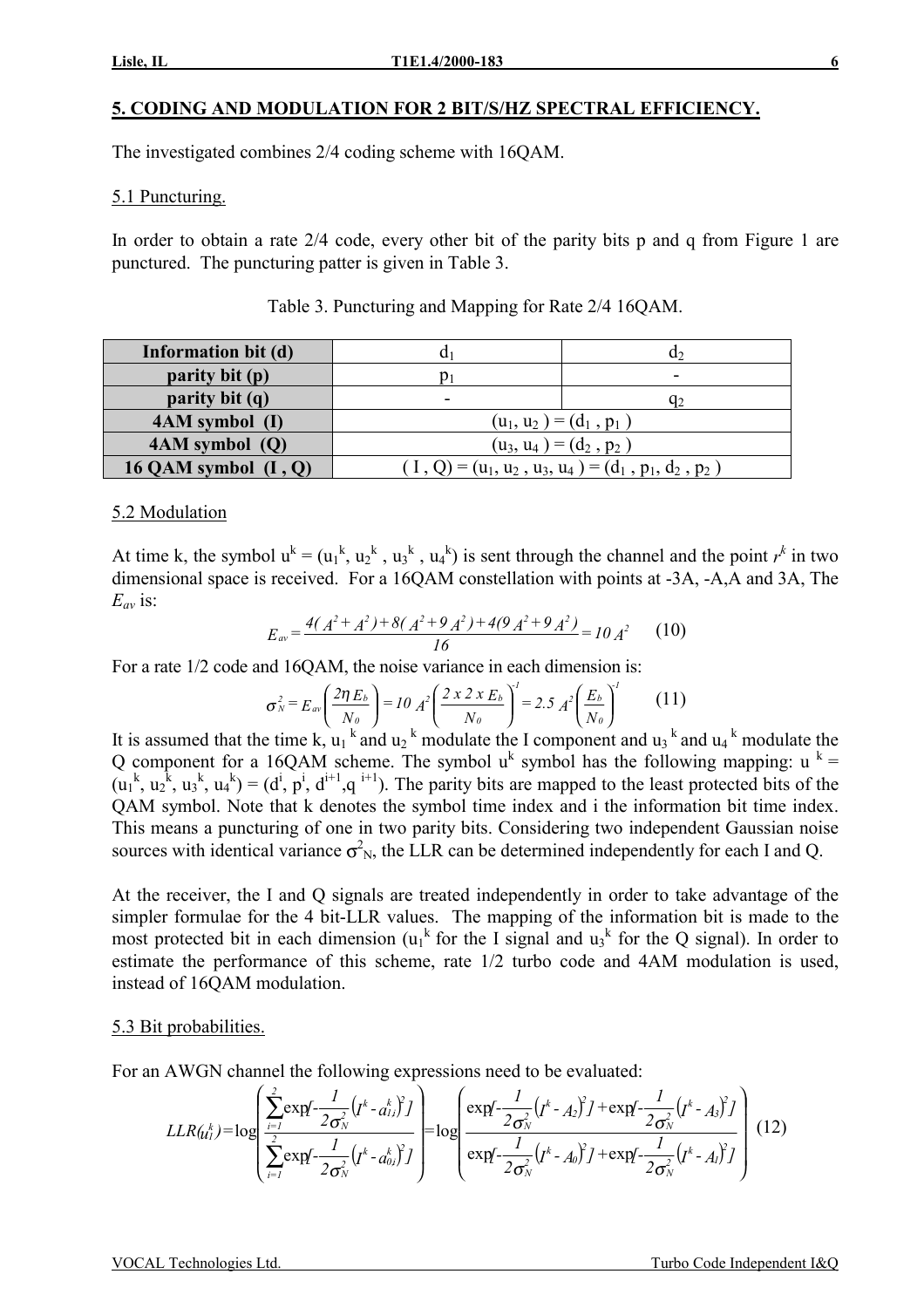## 5. CODING AND MODULATION FOR 2 BIT/S/HZ SPECTRAL EFFICIENCY.

The investigated combines 2/4 coding scheme with 16QAM.

### 5.1 Puncturing.

In order to obtain a rate 2/4 code, every other bit of the parity bits p and q from Figure 1 are punctured. The puncturing patter is given in Table 3.

Table 3. Puncturing and Mapping for Rate 2/4 16QAM.

| **Information bit (d)** | $d_1$ | $d_2$ |
|---|---|---|
| **parity bit (p)** | $p_1$ | - |
| **parity bit (q)** | - | $q_2$ |
| **4AM symbol (I)** | $(u_1, u_2) = (d_1, p_1)$ | |
| **4AM symbol (Q)** | $(u_3, u_4) = (d_2, p_2)$ | |
| **16 QAM symbol (I , Q)** | $(I, Q) = (u_1, u_2, u_3, u_4) = (d_1, p_1, d_2, p_2)$ | |

### 5.2 Modulation

At time k, the symbol $u^k = (u_1^k, u_2^k, u_3^k, u_4^k)$ is sent through the channel and the point $r^k$ in two dimensional space is received. For a 16QAM constellation with points at -3A, -A,A and 3A, The $E_{av}$ is:

$$E_{av} = \frac{4(A^2 + A^2) + 8(A^2 + 9A^2) + 4(9A^2 + 9A^2)}{16} = 10A^2 \qquad (10)$$

For a rate 1/2 code and 16QAM, the noise variance in each dimension is:

$$\sigma_N^2 = E_{av}\left(\frac{2\eta E_b}{N_0}\right) = 10A^2\left(\frac{2 \, x \, 2 \, x \, E_b}{N_0}\right)^{-1} = 2.5A^2\left(\frac{E_b}{N_0}\right)^{-1} \qquad (11)$$

It is assumed that the time k, $u_1^k$ and $u_2^k$ modulate the I component and $u_3^k$ and $u_4^k$ modulate the Q component for a 16QAM scheme. The symbol $u^k$ symbol has the following mapping: $u^k = (u_1^k, u_2^k, u_3^k, u_4^k) = (d^i, p^i, d^{i+1}, q^{i+1})$. The parity bits are mapped to the least protected bits of the QAM symbol. Note that k denotes the symbol time index and i the information bit time index. This means a puncturing of one in two parity bits. Considering two independent Gaussian noise sources with identical variance $\sigma_N^2$, the LLR can be determined independently for each I and Q.

At the receiver, the I and Q signals are treated independently in order to take advantage of the simpler formulae for the 4 bit-LLR values. The mapping of the information bit is made to the most protected bit in each dimension ($u_1^k$ for the I signal and $u_3^k$ for the Q signal). In order to estimate the performance of this scheme, rate 1/2 turbo code and 4AM modulation is used, instead of 16QAM modulation.

### 5.3 Bit probabilities.

For an AWGN channel the following expressions need to be evaluated:

$$LLR(u_1^k) = \log\left(\frac{\sum_{i=1}^{2}\exp\left[-\frac{1}{2\sigma_N^2}\left(I^k - a_{1i}^k\right)^2\right]}{\sum_{i=1}^{2}\exp\left[-\frac{1}{2\sigma_N^2}\left(I^k - a_{0i}^k\right)^2\right]}\right) = \log\left(\frac{\exp\left[-\frac{1}{2\sigma_N^2}\left(I^k - A_2\right)^2\right] + \exp\left[-\frac{1}{2\sigma_N^2}\left(I^k - A_3\right)^2\right]}{\exp\left[-\frac{1}{2\sigma_N^2}\left(I^k - A_0\right)^2\right] + \exp\left[-\frac{1}{2\sigma_N^2}\left(I^k - A_1\right)^2\right]}\right) \qquad (12)$$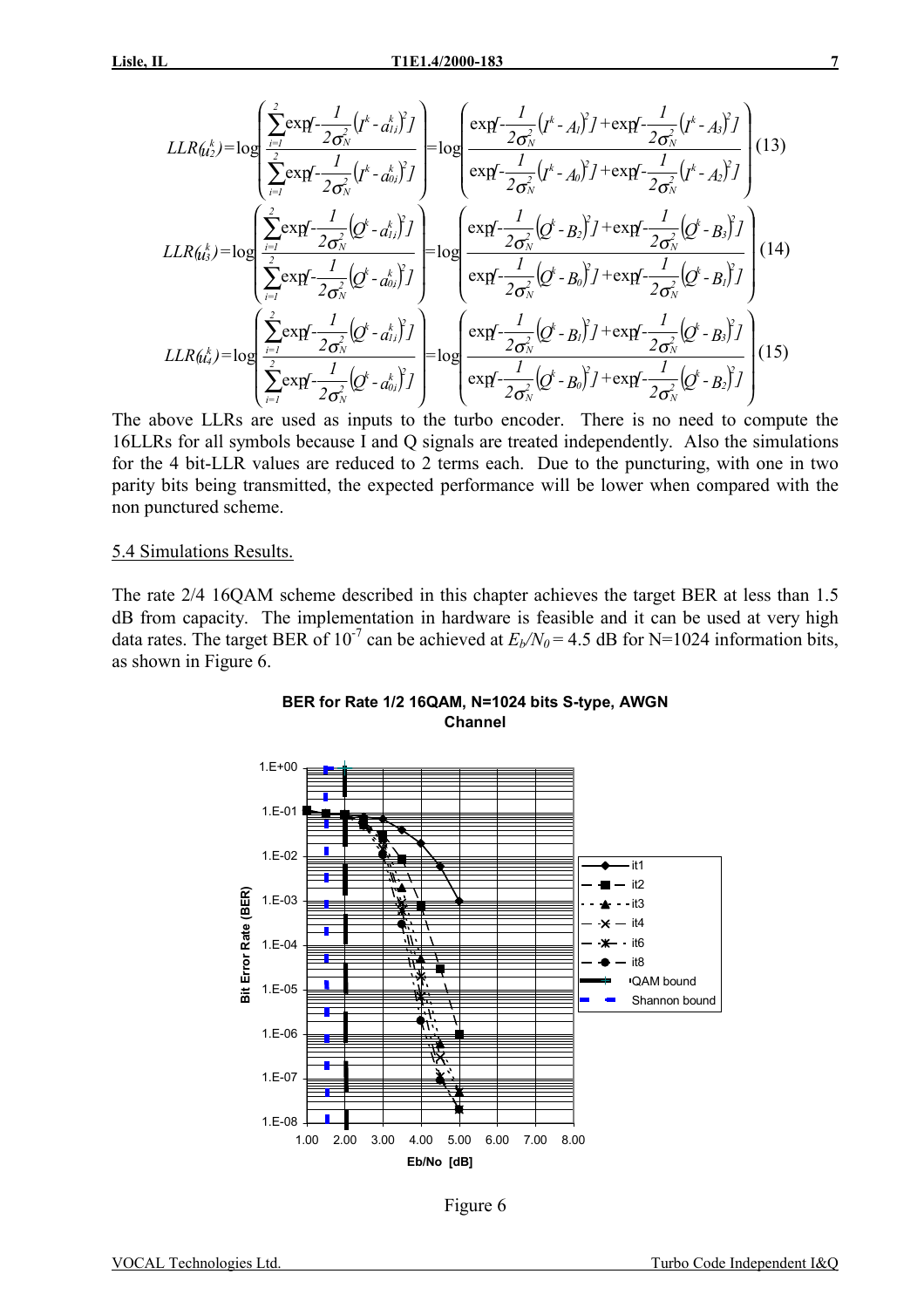$$LLR(u_2^k)=\log\left(\frac{\sum_{i=1}^{2}\exp[-\frac{1}{2\sigma_N^2}(I^k-a_{1i}^k)^2]}{\sum_{i=1}^{2}\exp[-\frac{1}{2\sigma_N^2}(I^k-a_{0i}^k)^2]}\right)=\log\left(\frac{\exp[-\frac{1}{2\sigma_N^2}(I^k-A_1)^2]+\exp[-\frac{1}{2\sigma_N^2}(I^k-A_3)^2]}{\exp[-\frac{1}{2\sigma_N^2}(I^k-A_0)^2]+\exp[-\frac{1}{2\sigma_N^2}(I^k-A_2)^2]}\right) \quad (13)$$

$$LLR(u_3^k)=\log\left(\frac{\sum_{i=1}^{2}\exp[-\frac{1}{2\sigma_N^2}(Q^k-a_{1i}^k)^2]}{\sum_{i=1}^{2}\exp[-\frac{1}{2\sigma_N^2}(Q^k-a_{0i}^k)^2]}\right)=\log\left(\frac{\exp[-\frac{1}{2\sigma_N^2}(Q^k-B_2)^2]+\exp[-\frac{1}{2\sigma_N^2}(Q^k-B_3)^2]}{\exp[-\frac{1}{2\sigma_N^2}(Q^k-B_0)^2]+\exp[-\frac{1}{2\sigma_N^2}(Q^k-B_1)^2]}\right) \quad (14)$$

$$LLR(u_4^k)=\log\left(\frac{\sum_{i=1}^{2}\exp[-\frac{1}{2\sigma_N^2}(Q^k-a_{1i}^k)^2]}{\sum_{i=1}^{2}\exp[-\frac{1}{2\sigma_N^2}(Q^k-a_{0i}^k)^2]}\right)=\log\left(\frac{\exp[-\frac{1}{2\sigma_N^2}(Q^k-B_1)^2]+\exp[-\frac{1}{2\sigma_N^2}(Q^k-B_3)^2]}{\exp[-\frac{1}{2\sigma_N^2}(Q^k-B_0)^2]+\exp[-\frac{1}{2\sigma_N^2}(Q^k-B_2)^2]}\right) \quad (15)$$

The above LLRs are used as inputs to the turbo encoder. There is no need to compute the 16LLRs for all symbols because I and Q signals are treated independently. Also the simulations for the 4 bit-LLR values are reduced to 2 terms each. Due to the puncturing, with one in two parity bits being transmitted, the expected performance will be lower when compared with the non punctured scheme.

## 5.4 Simulations Results.

The rate 2/4 16QAM scheme described in this chapter achieves the target BER at less than 1.5 dB from capacity. The implementation in hardware is feasible and it can be used at very high data rates. The target BER of $10^{-7}$ can be achieved at $E_b/N_0 = 4.5$ dB for N=1024 information bits, as shown in Figure 6.

**BER for Rate 1/2 16QAM, N=1024 bits S-type, AWGN Channel**

Figure 6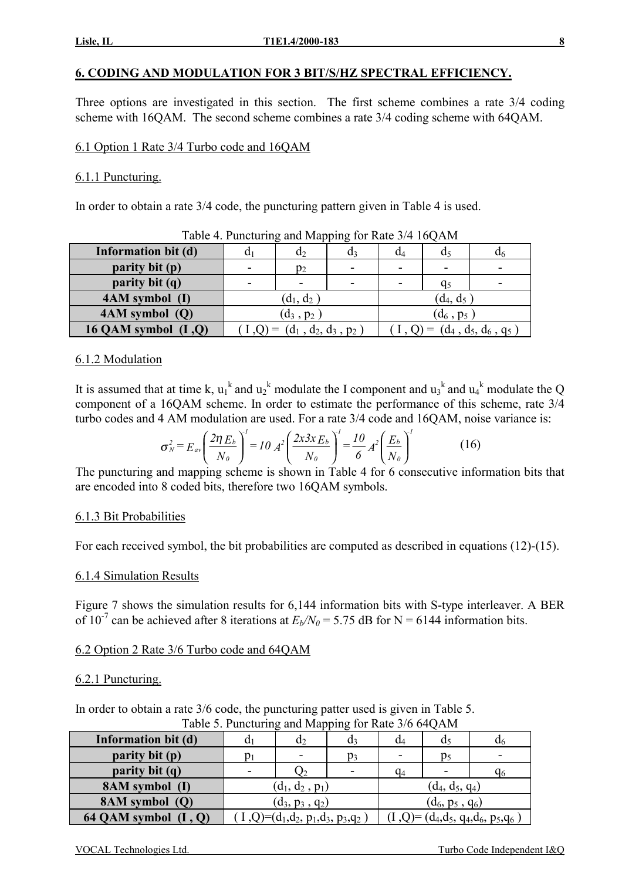## 6. CODING AND MODULATION FOR 3 BIT/S/HZ SPECTRAL EFFICIENCY.

Three options are investigated in this section. The first scheme combines a rate 3/4 coding scheme with 16QAM. The second scheme combines a rate 3/4 coding scheme with 64QAM.

### 6.1 Option 1 Rate 3/4 Turbo code and 16QAM

#### 6.1.1 Puncturing.

In order to obtain a rate 3/4 code, the puncturing pattern given in Table 4 is used.

Table 4. Puncturing and Mapping for Rate 3/4 16QAM

| **Information bit (d)** | $d_1$ | $d_2$ | $d_3$ | $d_4$ | $d_5$ | $d_6$ |
|---|---|---|---|---|---|---|
| **parity bit (p)** | - | $p_2$ | - | - | - | - |
| **parity bit (q)** | - | - | - | - | $q_5$ | - |
| **4AM symbol (I)** | ($d_1$, $d_2$ ) | | | ($d_4$, $d_5$ ) | | |
| **4AM symbol (Q)** | ($d_3$ , $p_2$ ) | | | ($d_6$ , $p_5$ ) | | |
| **16 QAM symbol (I ,Q)** | ( I ,Q) = ($d_1$ , $d_2$, $d_3$ , $p_2$ ) | | | ( I , Q) = ($d_4$ , $d_5$, $d_6$ , $q_5$ ) | | |

#### 6.1.2 Modulation

It is assumed that at time k, $u_1^k$ and $u_2^k$ modulate the I component and $u_3^k$ and $u_4^k$ modulate the Q component of a 16QAM scheme. In order to estimate the performance of this scheme, rate 3/4 turbo codes and 4 AM modulation are used. For a rate 3/4 code and 16QAM, noise variance is:

$$\sigma_N^2 = E_{av}\left(\frac{2\eta E_b}{N_0}\right)^{-1} = 10\,A^2\left(\frac{2x3x\,E_b}{N_0}\right)^{-1} = \frac{10}{6}A^2\left(\frac{E_b}{N_0}\right)^{-1} \qquad (16)$$

The puncturing and mapping scheme is shown in Table 4 for 6 consecutive information bits that are encoded into 8 coded bits, therefore two 16QAM symbols.

#### 6.1.3 Bit Probabilities

For each received symbol, the bit probabilities are computed as described in equations (12)-(15).

#### 6.1.4 Simulation Results

Figure 7 shows the simulation results for 6,144 information bits with S-type interleaver. A BER of $10^{-7}$ can be achieved after 8 iterations at $E_b/N_0$ = 5.75 dB for N = 6144 information bits.

### 6.2 Option 2 Rate 3/6 Turbo code and 64QAM

#### 6.2.1 Puncturing.

In order to obtain a rate 3/6 code, the puncturing patter used is given in Table 5.

Table 5. Puncturing and Mapping for Rate 3/6 64QAM

| **Information bit (d)** | $d_1$ | $d_2$ | $d_3$ | $d_4$ | $d_5$ | $d_6$ |
|---|---|---|---|---|---|---|
| **parity bit (p)** | $p_1$ | - | $p_3$ | - | $p_5$ | - |
| **parity bit (q)** | - | $Q_2$ | - | $q_4$ | - | $q_6$ |
| **8AM symbol (I)** | ($d_1$, $d_2$ , $p_1$) | | | ($d_4$, $d_5$, $q_4$) | | |
| **8AM symbol (Q)** | ($d_3$, $p_3$ , $q_2$) | | | ($d_6$, $p_5$ , $q_6$) | | |
| **64 QAM symbol (I , Q)** | ( I ,Q)=($d_1$,$d_2$, $p_1$,$d_3$, $p_3$,$q_2$ ) | | | (I ,Q)= ($d_4$,$d_5$, $q_4$,$d_6$, $p_5$,$q_6$ ) | | |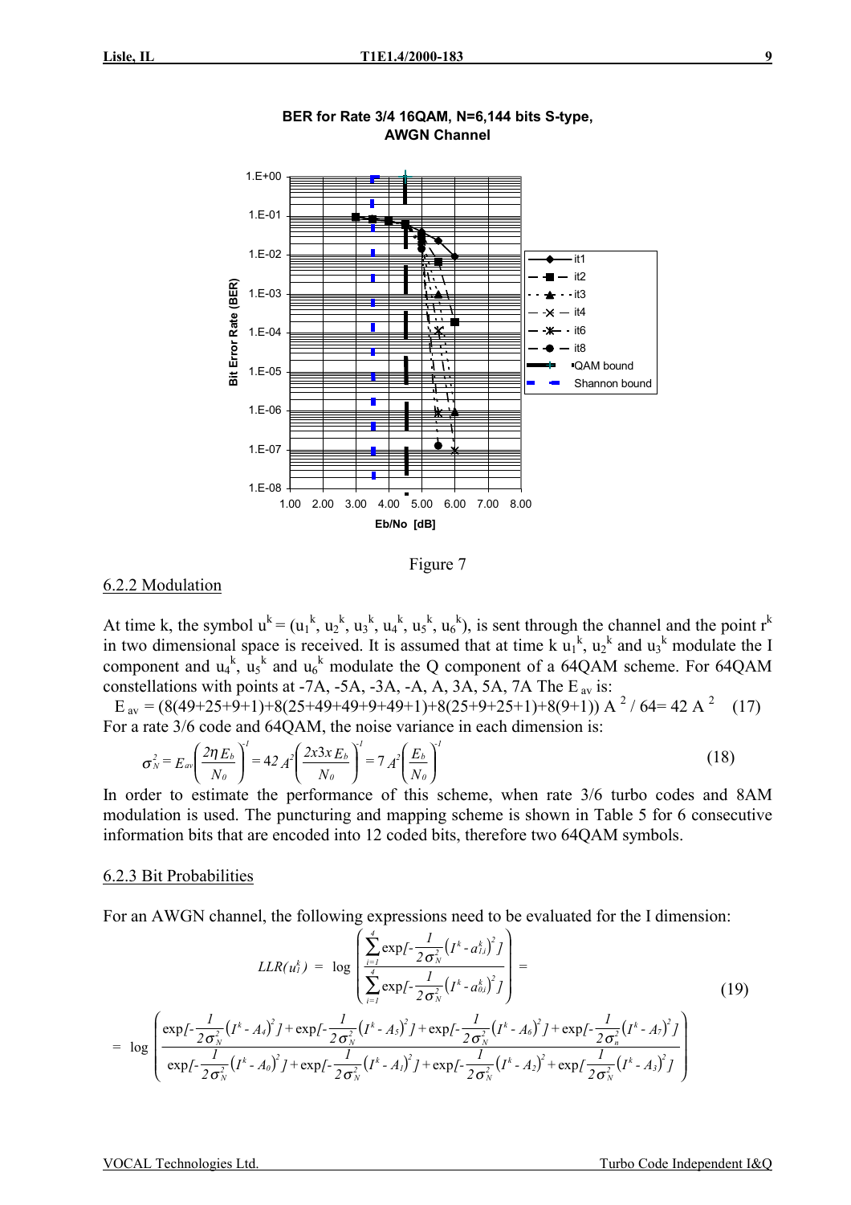Figure 7

## 6.2.2 Modulation

At time k, the symbol $u^k = (u_1^k, u_2^k, u_3^k, u_4^k, u_5^k, u_6^k)$, is sent through the channel and the point $r^k$ in two dimensional space is received. It is assumed that at time k $u_1^k$, $u_2^k$ and $u_3^k$ modulate the I component and $u_4^k$, $u_5^k$ and $u_6^k$ modulate the Q component of a 64QAM scheme. For 64QAM constellations with points at -7A, -5A, -3A, -A, A, 3A, 5A, 7A The $E_{av}$ is:

$$E_{av} = (8(49+25+9+1)+8(25+49+49+9+49+1)+8(25+9+25+1)+8(9+1))\,A^2 / 64 = 42\,A^2 \quad (17)$$

For a rate 3/6 code and 64QAM, the noise variance in each dimension is:

$$\sigma_N^2 = E_{av}\left(\frac{2\eta E_b}{N_0}\right)^{-1} = 42\,A^2\left(\frac{2x3x\,E_b}{N_0}\right)^{-1} = 7\,A^2\left(\frac{E_b}{N_0}\right)^{-1} \quad (18)$$

In order to estimate the performance of this scheme, when rate 3/6 turbo codes and 8AM modulation is used. The puncturing and mapping scheme is shown in Table 5 for 6 consecutive information bits that are encoded into 12 coded bits, therefore two 64QAM symbols.

## 6.2.3 Bit Probabilities

For an AWGN channel, the following expressions need to be evaluated for the I dimension:

$$LLR(u_1^k) = \log\left(\frac{\sum_{i=1}^{4}\exp[-\frac{1}{2\sigma_N^2}\left(I^k - a_{1i}^k\right)^2]}{\sum_{i=1}^{4}\exp[-\frac{1}{2\sigma_N^2}\left(I^k - a_{0i}^k\right)^2]}\right) =$$

$$= \log\left(\frac{\exp[-\frac{1}{2\sigma_N^2}\left(I^k - A_4\right)^2] + \exp[-\frac{1}{2\sigma_N^2}\left(I^k - A_5\right)^2] + \exp[-\frac{1}{2\sigma_N^2}\left(I^k - A_6\right)^2] + \exp[-\frac{1}{2\sigma_n^2}\left(I^k - A_7\right)^2]}{\exp[-\frac{1}{2\sigma_N^2}\left(I^k - A_0\right)^2] + \exp[-\frac{1}{2\sigma_N^2}\left(I^k - A_1\right)^2] + \exp[-\frac{1}{2\sigma_N^2}\left(I^k - A_2\right)^2 + \exp[\frac{1}{2\sigma_N^2}\left(I^k - A_3\right)^2]}\right) \quad (19)$$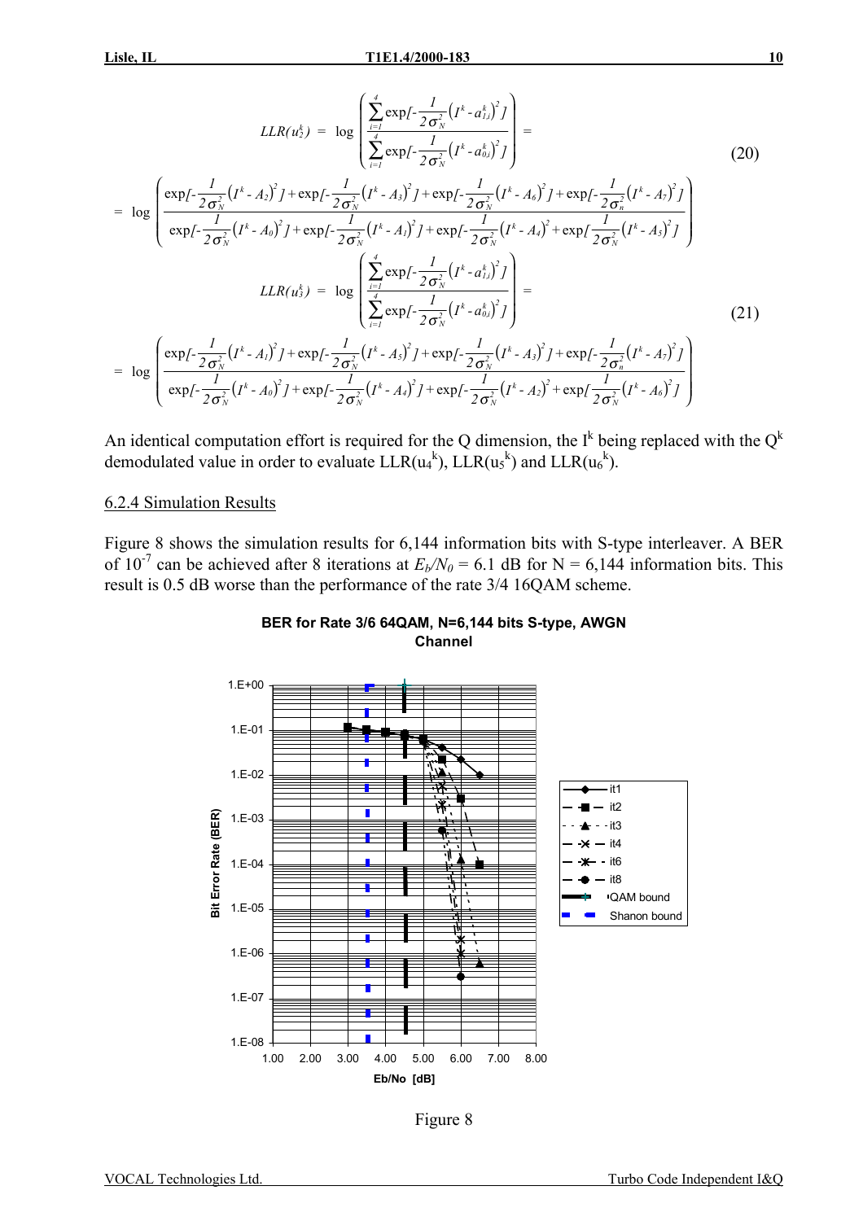$$LLR(u_2^k) = \log \left( \frac{\sum_{i=1}^{4} \exp[-\frac{1}{2\sigma_N^2}(I^k - a_{1,i}^k)^2]}{\sum_{i=1}^{4} \exp[-\frac{1}{2\sigma_N^2}(I^k - a_{0,i}^k)^2]} \right) = \tag{20}$$

$$= \log \left( \frac{\exp[-\frac{1}{2\sigma_N^2}(I^k - A_2)^2] + \exp[-\frac{1}{2\sigma_N^2}(I^k - A_3)^2] + \exp[-\frac{1}{2\sigma_N^2}(I^k - A_6)^2] + \exp[-\frac{1}{2\sigma_n^2}(I^k - A_7)^2]}{\exp[-\frac{1}{2\sigma_N^2}(I^k - A_0)^2] + \exp[-\frac{1}{2\sigma_N^2}(I^k - A_1)^2] + \exp[-\frac{1}{2\sigma_N^2}(I^k - A_4)^2 + \exp[\frac{1}{2\sigma_N^2}(I^k - A_5)^2]} \right)$$

$$LLR(u_3^k) = \log \left( \frac{\sum_{i=1}^{4} \exp[-\frac{1}{2\sigma_N^2}(I^k - a_{1,i}^k)^2]}{\sum_{i=1}^{4} \exp[-\frac{1}{2\sigma_N^2}(I^k - a_{0,i}^k)^2]} \right) = \tag{21}$$

$$= \log \left( \frac{\exp[-\frac{1}{2\sigma_N^2}(I^k - A_1)^2] + \exp[-\frac{1}{2\sigma_N^2}(I^k - A_5)^2] + \exp[-\frac{1}{2\sigma_N^2}(I^k - A_3)^2] + \exp[-\frac{1}{2\sigma_n^2}(I^k - A_7)^2]}{\exp[-\frac{1}{2\sigma_N^2}(I^k - A_0)^2] + \exp[-\frac{1}{2\sigma_N^2}(I^k - A_4)^2] + \exp[-\frac{1}{2\sigma_N^2}(I^k - A_2)^2 + \exp[\frac{1}{2\sigma_N^2}(I^k - A_6)^2]} \right)$$

An identical computation effort is required for the Q dimension, the $I^k$ being replaced with the $Q^k$ demodulated value in order to evaluate $LLR(u_4^k)$, $LLR(u_5^k)$ and $LLR(u_6^k)$.

## 6.2.4 Simulation Results

Figure 8 shows the simulation results for 6,144 information bits with S-type interleaver. A BER of $10^{-7}$ can be achieved after 8 iterations at $E_b/N_0$ = 6.1 dB for N = 6,144 information bits. This result is 0.5 dB worse than the performance of the rate 3/4 16QAM scheme.

**BER for Rate 3/6 64QAM, N=6,144 bits S-type, AWGN Channel**

Figure 8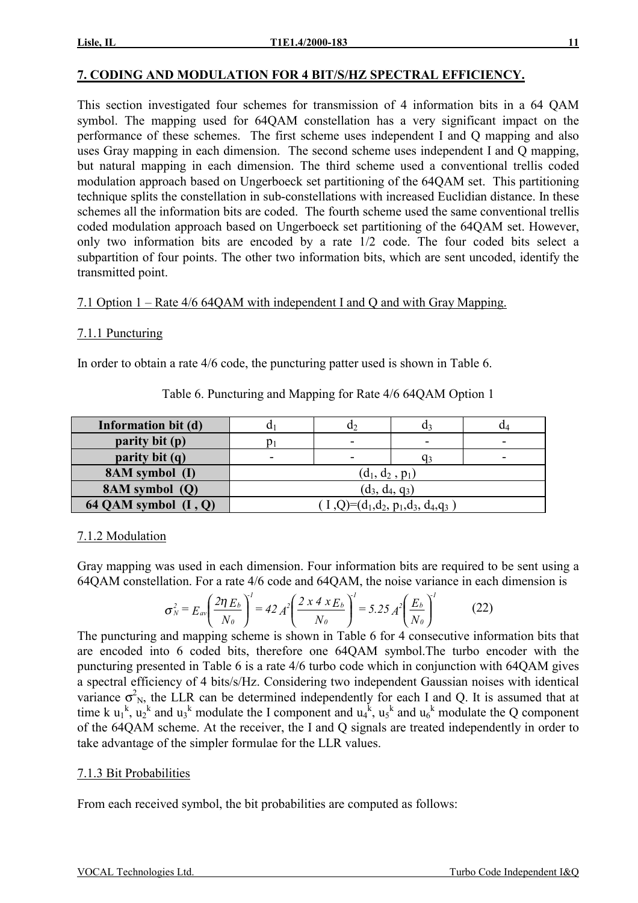## 7. CODING AND MODULATION FOR 4 BIT/S/HZ SPECTRAL EFFICIENCY.

This section investigated four schemes for transmission of 4 information bits in a 64 QAM symbol. The mapping used for 64QAM constellation has a very significant impact on the performance of these schemes. The first scheme uses independent I and Q mapping and also uses Gray mapping in each dimension. The second scheme uses independent I and Q mapping, but natural mapping in each dimension. The third scheme used a conventional trellis coded modulation approach based on Ungerboeck set partitioning of the 64QAM set. This partitioning technique splits the constellation in sub-constellations with increased Euclidian distance. In these schemes all the information bits are coded. The fourth scheme used the same conventional trellis coded modulation approach based on Ungerboeck set partitioning of the 64QAM set. However, only two information bits are encoded by a rate 1/2 code. The four coded bits select a subpartition of four points. The other two information bits, which are sent uncoded, identify the transmitted point.

### 7.1 Option 1 – Rate 4/6 64QAM with independent I and Q and with Gray Mapping.

#### 7.1.1 Puncturing

In order to obtain a rate 4/6 code, the puncturing patter used is shown in Table 6.

Table 6. Puncturing and Mapping for Rate 4/6 64QAM Option 1

| **Information bit (d)** | $d_1$ | $d_2$ | $d_3$ | $d_4$ |
|---|---|---|---|---|
| **parity bit (p)** | $p_1$ | - | - | - |
| **parity bit (q)** | - | - | $q_3$ | - |
| **8AM symbol (I)** | $(d_1, d_2, p_1)$ | | | |
| **8AM symbol (Q)** | $(d_3, d_4, q_3)$ | | | |
| **64 QAM symbol (I , Q)** | $(I, Q)=(d_1, d_2, p_1, d_3, d_4, q_3)$ | | | |

#### 7.1.2 Modulation

Gray mapping was used in each dimension. Four information bits are required to be sent using a 64QAM constellation. For a rate 4/6 code and 64QAM, the noise variance in each dimension is

$$\sigma_N^2 = E_{av}\left(\frac{2\eta E_b}{N_0}\right)^{-1} = 42\,A^2\left(\frac{2 \times 4 \times E_b}{N_0}\right)^{-1} = 5.25\,A^2\left(\frac{E_b}{N_0}\right)^{-1} \qquad (22)$$

The puncturing and mapping scheme is shown in Table 6 for 4 consecutive information bits that are encoded into 6 coded bits, therefore one 64QAM symbol.The turbo encoder with the puncturing presented in Table 6 is a rate 4/6 turbo code which in conjunction with 64QAM gives a spectral efficiency of 4 bits/s/Hz. Considering two independent Gaussian noises with identical variance $\sigma^2_N$, the LLR can be determined independently for each I and Q. It is assumed that at time k $u_1^k$, $u_2^k$ and $u_3^k$ modulate the I component and $u_4^k$, $u_5^k$ and $u_6^k$ modulate the Q component of the 64QAM scheme. At the receiver, the I and Q signals are treated independently in order to take advantage of the simpler formulae for the LLR values.

#### 7.1.3 Bit Probabilities

From each received symbol, the bit probabilities are computed as follows: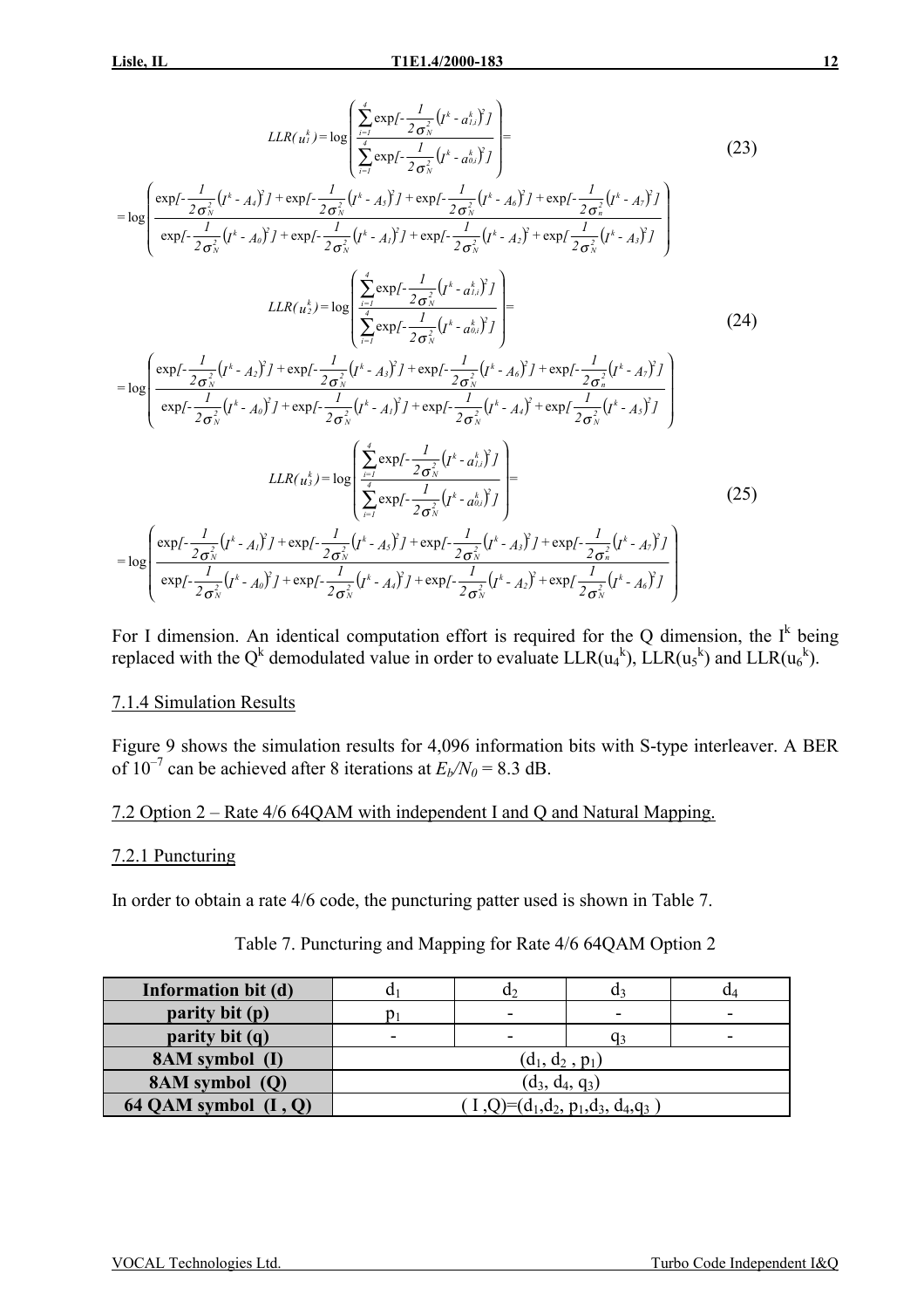$$LLR(u_1^k) = \log\left(\frac{\sum_{i=1}^{4} \exp[-\frac{1}{2\sigma_N^2}\left(I^k - a_{1,i}^k\right)^2]}{\sum_{i=1}^{4} \exp[-\frac{1}{2\sigma_N^2}\left(I^k - a_{0,i}^k\right)^2]}\right) = \tag{23}$$

$$= \log\left(\frac{\exp[-\frac{1}{2\sigma_N^2}\left(I^k - A_4\right)^2] + \exp[-\frac{1}{2\sigma_N^2}\left(I^k - A_5\right)^2] + \exp[-\frac{1}{2\sigma_N^2}\left(I^k - A_6\right)^2] + \exp[-\frac{1}{2\sigma_n^2}\left(I^k - A_7\right)^2]}{\exp[-\frac{1}{2\sigma_N^2}\left(I^k - A_0\right)^2] + \exp[-\frac{1}{2\sigma_N^2}\left(I^k - A_1\right)^2] + \exp[-\frac{1}{2\sigma_N^2}\left(I^k - A_2\right)^2 + \exp[\frac{1}{2\sigma_N^2}\left(I^k - A_3\right)^2]}\right)$$

$$LLR(u_2^k) = \log\left(\frac{\sum_{i=1}^{4} \exp[-\frac{1}{2\sigma_N^2}\left(I^k - a_{1,i}^k\right)^2]}{\sum_{i=1}^{4} \exp[-\frac{1}{2\sigma_N^2}\left(I^k - a_{0,i}^k\right)^2]}\right) = \tag{24}$$

$$= \log\left(\frac{\exp[-\frac{1}{2\sigma_N^2}\left(I^k - A_2\right)^2] + \exp[-\frac{1}{2\sigma_N^2}\left(I^k - A_3\right)^2] + \exp[-\frac{1}{2\sigma_N^2}\left(I^k - A_6\right)^2] + \exp[-\frac{1}{2\sigma_n^2}\left(I^k - A_7\right)^2]}{\exp[-\frac{1}{2\sigma_N^2}\left(I^k - A_0\right)^2] + \exp[-\frac{1}{2\sigma_N^2}\left(I^k - A_1\right)^2] + \exp[-\frac{1}{2\sigma_N^2}\left(I^k - A_4\right)^2 + \exp[\frac{1}{2\sigma_N^2}\left(I^k - A_5\right)^2]}\right)$$

$$LLR(u_3^k) = \log\left(\frac{\sum_{i=1}^{4} \exp[-\frac{1}{2\sigma_N^2}\left(I^k - a_{1,i}^k\right)^2]}{\sum_{i=1}^{4} \exp[-\frac{1}{2\sigma_N^2}\left(I^k - a_{0,i}^k\right)^2]}\right) = \tag{25}$$

$$= \log\left(\frac{\exp[-\frac{1}{2\sigma_N^2}\left(I^k - A_1\right)^2] + \exp[-\frac{1}{2\sigma_N^2}\left(I^k - A_5\right)^2] + \exp[-\frac{1}{2\sigma_N^2}\left(I^k - A_3\right)^2] + \exp[-\frac{1}{2\sigma_n^2}\left(I^k - A_7\right)^2]}{\exp[-\frac{1}{2\sigma_N^2}\left(I^k - A_0\right)^2] + \exp[-\frac{1}{2\sigma_N^2}\left(I^k - A_4\right)^2] + \exp[-\frac{1}{2\sigma_N^2}\left(I^k - A_2\right)^2 + \exp[\frac{1}{2\sigma_N^2}\left(I^k - A_6\right)^2]}\right)$$

For I dimension. An identical computation effort is required for the Q dimension, the $I^k$ being replaced with the $Q^k$ demodulated value in order to evaluate $LLR(u_4^k)$, $LLR(u_5^k)$ and $LLR(u_6^k)$.

### 7.1.4 Simulation Results

Figure 9 shows the simulation results for 4,096 information bits with S-type interleaver. A BER of $10^{-7}$ can be achieved after 8 iterations at $E_b/N_0$ = 8.3 dB.

## 7.2 Option 2 – Rate 4/6 64QAM with independent I and Q and Natural Mapping.

### 7.2.1 Puncturing

In order to obtain a rate 4/6 code, the puncturing patter used is shown in Table 7.

Table 7. Puncturing and Mapping for Rate 4/6 64QAM Option 2

| **Information bit (d)** | $d_1$ | $d_2$ | $d_3$ | $d_4$ |
|---|---|---|---|---|
| **parity bit (p)** | $p_1$ | - | - | - |
| **parity bit (q)** | - | - | $q_3$ | - |
| **8AM symbol (I)** | $(d_1, d_2, p_1)$ | | | |
| **8AM symbol (Q)** | $(d_3, d_4, q_3)$ | | | |
| **64 QAM symbol (I , Q)** | $(I, Q)=(d_1, d_2, p_1, d_3, d_4, q_3)$ | | | |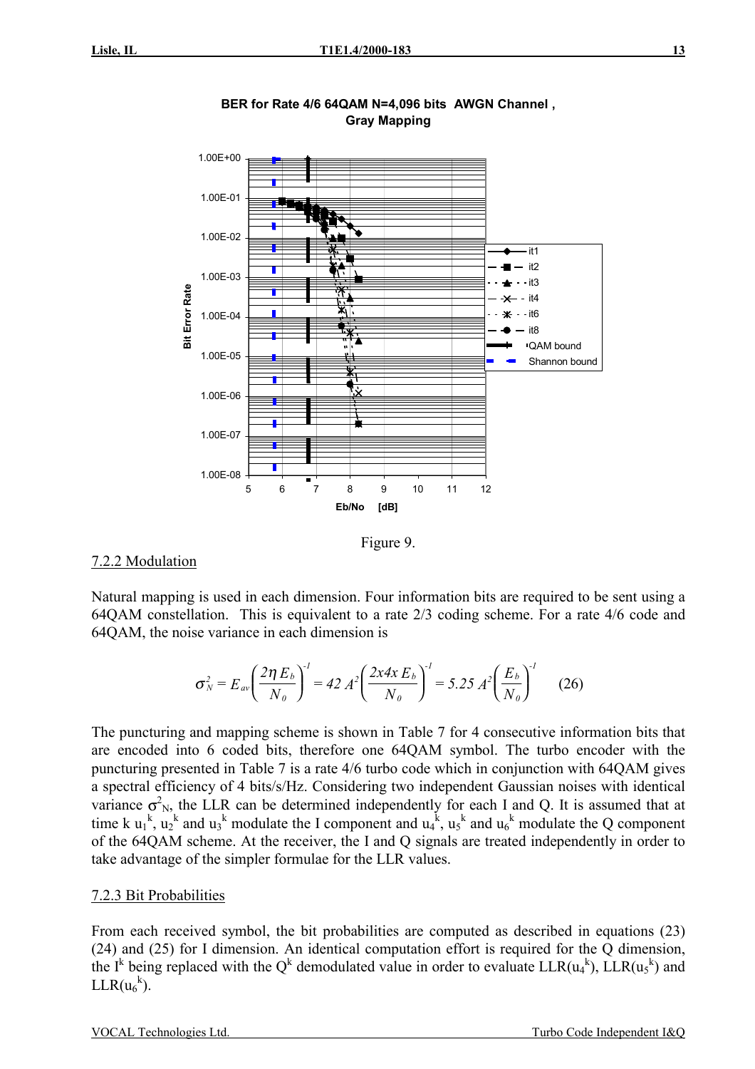**BER for Rate 4/6 64QAM N=4,096 bits AWGN Channel , Gray Mapping**

Figure 9.

## 7.2.2 Modulation

Natural mapping is used in each dimension. Four information bits are required to be sent using a 64QAM constellation. This is equivalent to a rate 2/3 coding scheme. For a rate 4/6 code and 64QAM, the noise variance in each dimension is

$$\sigma_N^2 = E_{av}\left(\frac{2\eta\, E_b}{N_0}\right)^{-1} = 42\, A^2\left(\frac{2x4x\, E_b}{N_0}\right)^{-1} = 5.25\, A^2\left(\frac{E_b}{N_0}\right)^{-1} \qquad (26)$$

The puncturing and mapping scheme is shown in Table 7 for 4 consecutive information bits that are encoded into 6 coded bits, therefore one 64QAM symbol. The turbo encoder with the puncturing presented in Table 7 is a rate 4/6 turbo code which in conjunction with 64QAM gives a spectral efficiency of 4 bits/s/Hz. Considering two independent Gaussian noises with identical variance $\sigma^2_N$, the LLR can be determined independently for each I and Q. It is assumed that at time k $u_1^k$, $u_2^k$ and $u_3^k$ modulate the I component and $u_4^k$, $u_5^k$ and $u_6^k$ modulate the Q component of the 64QAM scheme. At the receiver, the I and Q signals are treated independently in order to take advantage of the simpler formulae for the LLR values.

## 7.2.3 Bit Probabilities

From each received symbol, the bit probabilities are computed as described in equations (23) (24) and (25) for I dimension. An identical computation effort is required for the Q dimension, the $I^k$ being replaced with the $Q^k$ demodulated value in order to evaluate LLR($u_4^k$), LLR($u_5^k$) and LLR($u_6^k$).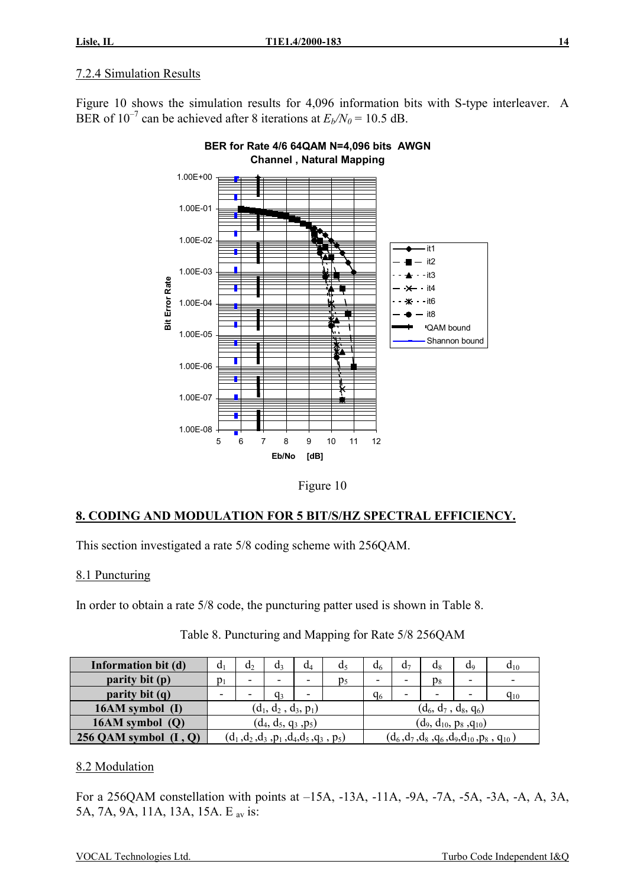7.2.4 Simulation Results

Figure 10 shows the simulation results for 4,096 information bits with S-type interleaver. A BER of $10^{-7}$ can be achieved after 8 iterations at $E_b/N_0 = 10.5$ dB.

Figure 10

## 8. CODING AND MODULATION FOR 5 BIT/S/HZ SPECTRAL EFFICIENCY.

This section investigated a rate 5/8 coding scheme with 256QAM.

8.1 Puncturing

In order to obtain a rate 5/8 code, the puncturing patter used is shown in Table 8.

Table 8. Puncturing and Mapping for Rate 5/8 256QAM

| **Information bit (d)** | $d_1$ | $d_2$ | $d_3$ | $d_4$ | $d_5$ | $d_6$ | $d_7$ | $d_8$ | $d_9$ | $d_{10}$ |
|---|---|---|---|---|---|---|---|---|---|---|
| **parity bit (p)** | $p_1$ | - | - | - | $p_5$ | - | - | $p_8$ | - | - |
| **parity bit (q)** | - | - | $q_3$ | - | | $q_6$ | - | - | - | $q_{10}$ |
| **16AM symbol (I)** | $(d_1, d_2, d_3, p_1)$ | | | | | $(d_6, d_7, d_8, q_6)$ | | | | |
| **16AM symbol (Q)** | $(d_4, d_5, q_3, p_5)$ | | | | | $(d_9, d_{10}, p_8, q_{10})$ | | | | |
| **256 QAM symbol (I , Q)** | $(d_1, d_2, d_3, p_1, d_4, d_5, q_3, p_5)$ | | | | | $(d_6, d_7, d_8, q_6, d_9, d_{10}, p_8, q_{10})$ | | | | |

8.2 Modulation

For a 256QAM constellation with points at –15A, -13A, -11A, -9A, -7A, -5A, -3A, -A, A, 3A, 5A, 7A, 9A, 11A, 13A, 15A. $E_{av}$ is: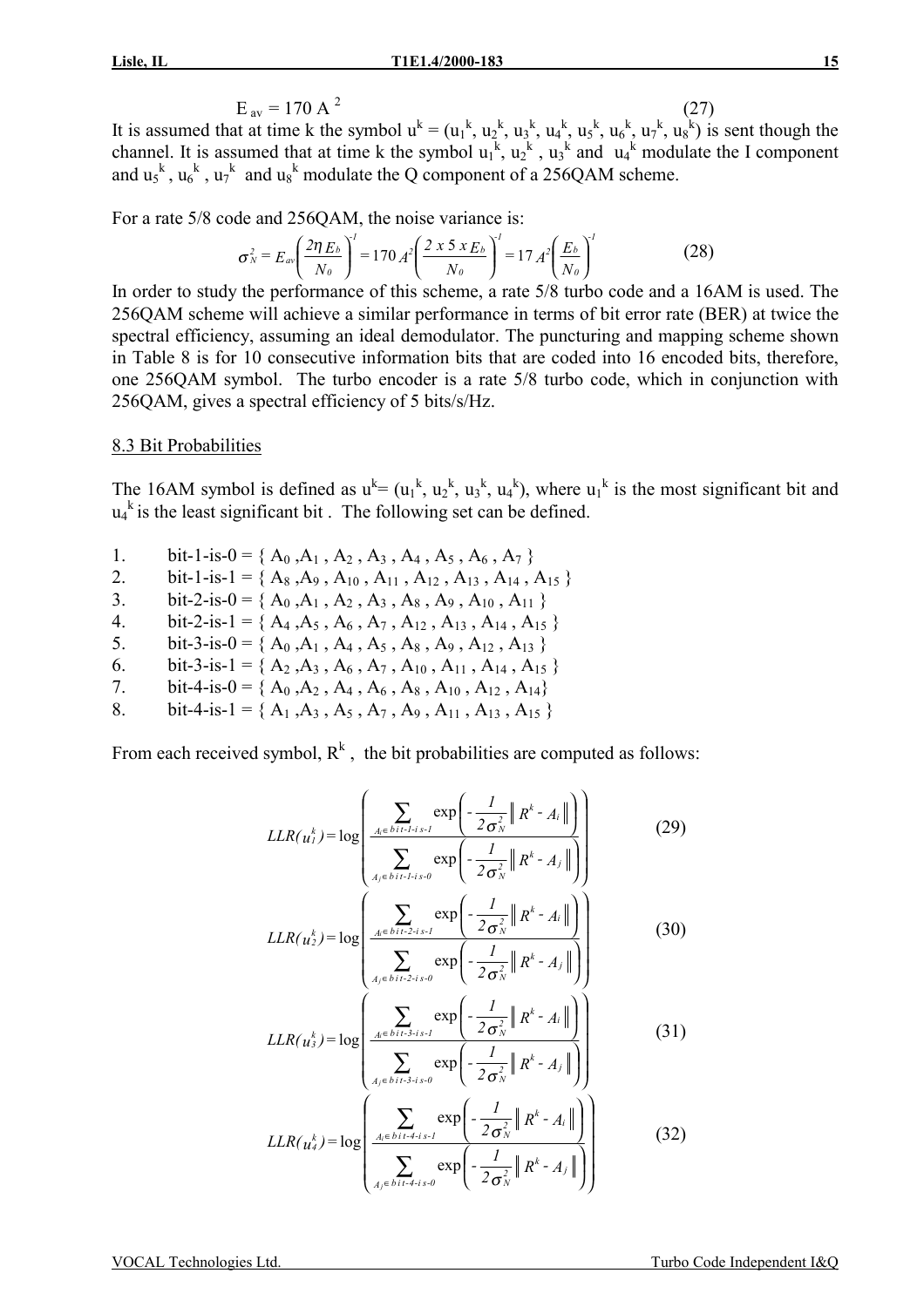$$E_{av} = 170\ A^2 \tag{27}$$

It is assumed that at time k the symbol $u^k = (u_1^k, u_2^k, u_3^k, u_4^k, u_5^k, u_6^k, u_7^k, u_8^k)$ is sent though the channel. It is assumed that at time k the symbol $u_1^k$, $u_2^k$ , $u_3^k$ and $u_4^k$ modulate the I component and $u_5^k$ , $u_6^k$ , $u_7^k$ and $u_8^k$ modulate the Q component of a 256QAM scheme.

For a rate 5/8 code and 256QAM, the noise variance is:

$$\sigma_N^2 = E_{av}\left(\frac{2\eta E_b}{N_0}\right)^{-1} = 170\ A^2\left(\frac{2\ x\ 5\ x\ E_b}{N_0}\right)^{-1} = 17\ A^2\left(\frac{E_b}{N_0}\right)^{-1} \tag{28}$$

In order to study the performance of this scheme, a rate 5/8 turbo code and a 16AM is used. The 256QAM scheme will achieve a similar performance in terms of bit error rate (BER) at twice the spectral efficiency, assuming an ideal demodulator. The puncturing and mapping scheme shown in Table 8 is for 10 consecutive information bits that are coded into 16 encoded bits, therefore, one 256QAM symbol. The turbo encoder is a rate 5/8 turbo code, which in conjunction with 256QAM, gives a spectral efficiency of 5 bits/s/Hz.

## 8.3 Bit Probabilities

The 16AM symbol is defined as $u^k = (u_1^k, u_2^k, u_3^k, u_4^k)$, where $u_1^k$ is the most significant bit and $u_4^k$ is the least significant bit . The following set can be defined.

1. bit-1-is-0 = { $A_0$ ,$A_1$ , $A_2$ , $A_3$ , $A_4$ , $A_5$ , $A_6$ , $A_7$ }
2. bit-1-is-1 = { $A_8$ ,$A_9$ , $A_{10}$ , $A_{11}$ , $A_{12}$ , $A_{13}$ , $A_{14}$ , $A_{15}$ }
3. bit-2-is-0 = { $A_0$ ,$A_1$ , $A_2$ , $A_3$ , $A_8$ , $A_9$ , $A_{10}$ , $A_{11}$ }
4. bit-2-is-1 = { $A_4$ ,$A_5$ , $A_6$ , $A_7$ , $A_{12}$ , $A_{13}$ , $A_{14}$ , $A_{15}$ }
5. bit-3-is-0 = { $A_0$ ,$A_1$ , $A_4$ , $A_5$ , $A_8$ , $A_9$ , $A_{12}$ , $A_{13}$ }
6. bit-3-is-1 = { $A_2$ ,$A_3$ , $A_6$ , $A_7$ , $A_{10}$ , $A_{11}$ , $A_{14}$ , $A_{15}$ }
7. bit-4-is-0 = { $A_0$ ,$A_2$ , $A_4$ , $A_6$ , $A_8$ , $A_{10}$ , $A_{12}$ , $A_{14}$}
8. bit-4-is-1 = { $A_1$ ,$A_3$ , $A_5$ , $A_7$ , $A_9$ , $A_{11}$ , $A_{13}$ , $A_{15}$ }

From each received symbol, $R^k$ , the bit probabilities are computed as follows:

$$LLR(u_1^k) = \log\left(\frac{\sum_{A_i \in bit\text{-}1\text{-}is\text{-}1} \exp\left(-\frac{1}{2\sigma_N^2}\left\| R^k - A_i \right\|\right)}{\sum_{A_j \in bit\text{-}1\text{-}is\text{-}0} \exp\left(-\frac{1}{2\sigma_N^2}\left\| R^k - A_j \right\|\right)}\right) \tag{29}$$

$$LLR(u_2^k) = \log\left(\frac{\sum_{A_i \in bit\text{-}2\text{-}is\text{-}1} \exp\left(-\frac{1}{2\sigma_N^2}\left\| R^k - A_i \right\|\right)}{\sum_{A_j \in bit\text{-}2\text{-}is\text{-}0} \exp\left(-\frac{1}{2\sigma_N^2}\left\| R^k - A_j \right\|\right)}\right) \tag{30}$$

$$LLR(u_3^k) = \log\left(\frac{\sum_{A_i \in bit\text{-}3\text{-}is\text{-}1} \exp\left(-\frac{1}{2\sigma_N^2}\left\| R^k - A_i \right\|\right)}{\sum_{A_j \in bit\text{-}3\text{-}is\text{-}0} \exp\left(-\frac{1}{2\sigma_N^2}\left\| R^k - A_j \right\|\right)}\right) \tag{31}$$

$$LLR(u_4^k) = \log\left(\frac{\sum_{A_i \in bit\text{-}4\text{-}is\text{-}1} \exp\left(-\frac{1}{2\sigma_N^2}\left\| R^k - A_i \right\|\right)}{\sum_{A_j \in bit\text{-}4\text{-}is\text{-}0} \exp\left(-\frac{1}{2\sigma_N^2}\left\| R^k - A_j \right\|\right)}\right) \tag{32}$$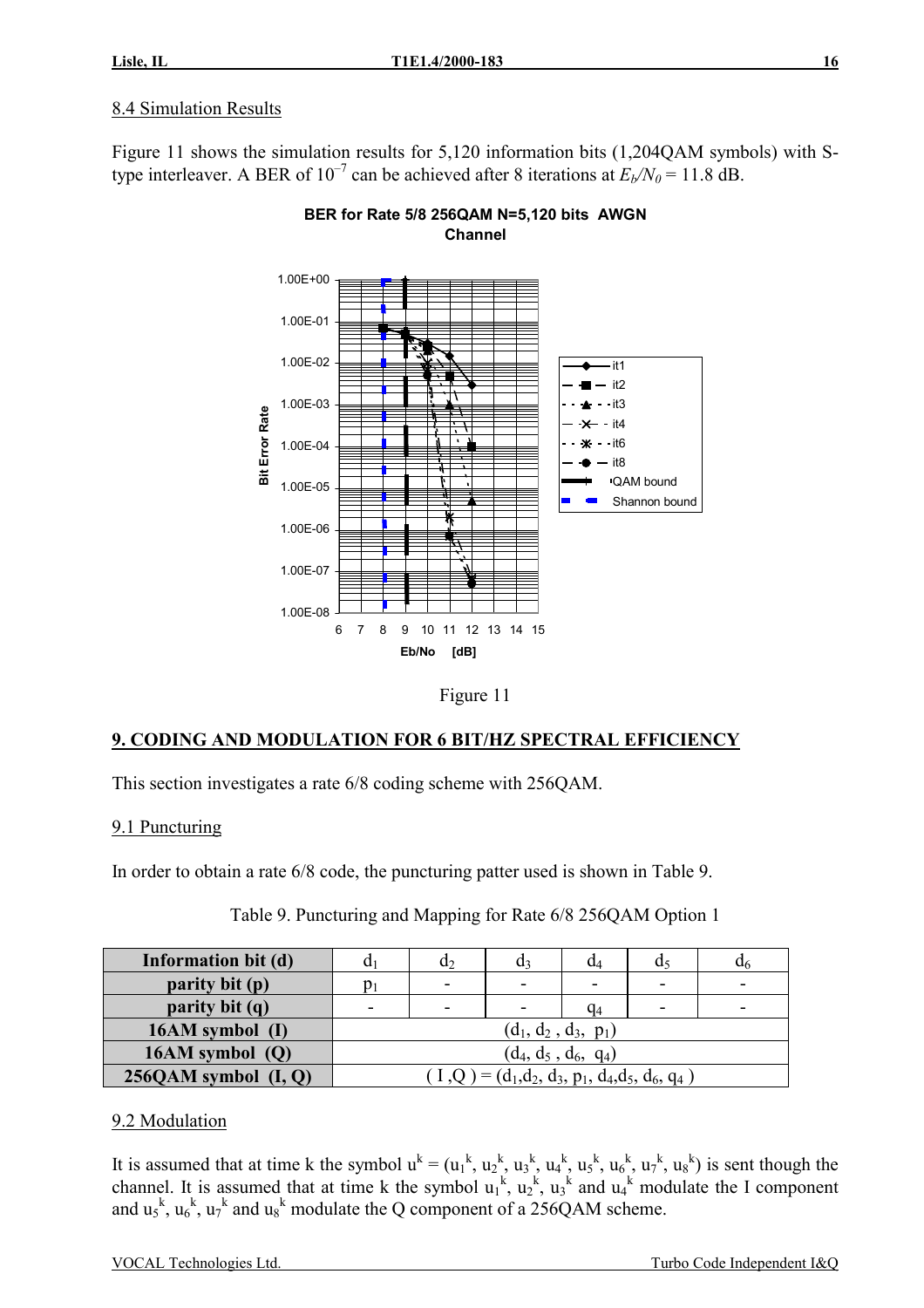## 8.4 Simulation Results

Figure 11 shows the simulation results for 5,120 information bits (1,204QAM symbols) with S-type interleaver. A BER of $10^{-7}$ can be achieved after 8 iterations at $E_b/N_0$ = 11.8 dB.

Figure 11

## 9. CODING AND MODULATION FOR 6 BIT/HZ SPECTRAL EFFICIENCY

This section investigates a rate 6/8 coding scheme with 256QAM.

### 9.1 Puncturing

In order to obtain a rate 6/8 code, the puncturing patter used is shown in Table 9.

Table 9. Puncturing and Mapping for Rate 6/8 256QAM Option 1

| **Information bit (d)** | $d_1$ | $d_2$ | $d_3$ | $d_4$ | $d_5$ | $d_6$ |
|---|---|---|---|---|---|---|
| **parity bit (p)** | $p_1$ | - | - | - | - | - |
| **parity bit (q)** | - | - | - | $q_4$ | - | - |
| **16AM symbol (I)** | $(d_1, d_2, d_3, p_1)$ | | | | | |
| **16AM symbol (Q)** | $(d_4, d_5, d_6, q_4)$ | | | | | |
| **256QAM symbol (I, Q)** | $(I, Q) = (d_1, d_2, d_3, p_1, d_4, d_5, d_6, q_4)$ | | | | | |

### 9.2 Modulation

It is assumed that at time k the symbol $u^k = (u_1^k, u_2^k, u_3^k, u_4^k, u_5^k, u_6^k, u_7^k, u_8^k)$ is sent though the channel. It is assumed that at time k the symbol $u_1^k$, $u_2^k$, $u_3^k$ and $u_4^k$ modulate the I component and $u_5^k$, $u_6^k$, $u_7^k$ and $u_8^k$ modulate the Q component of a 256QAM scheme.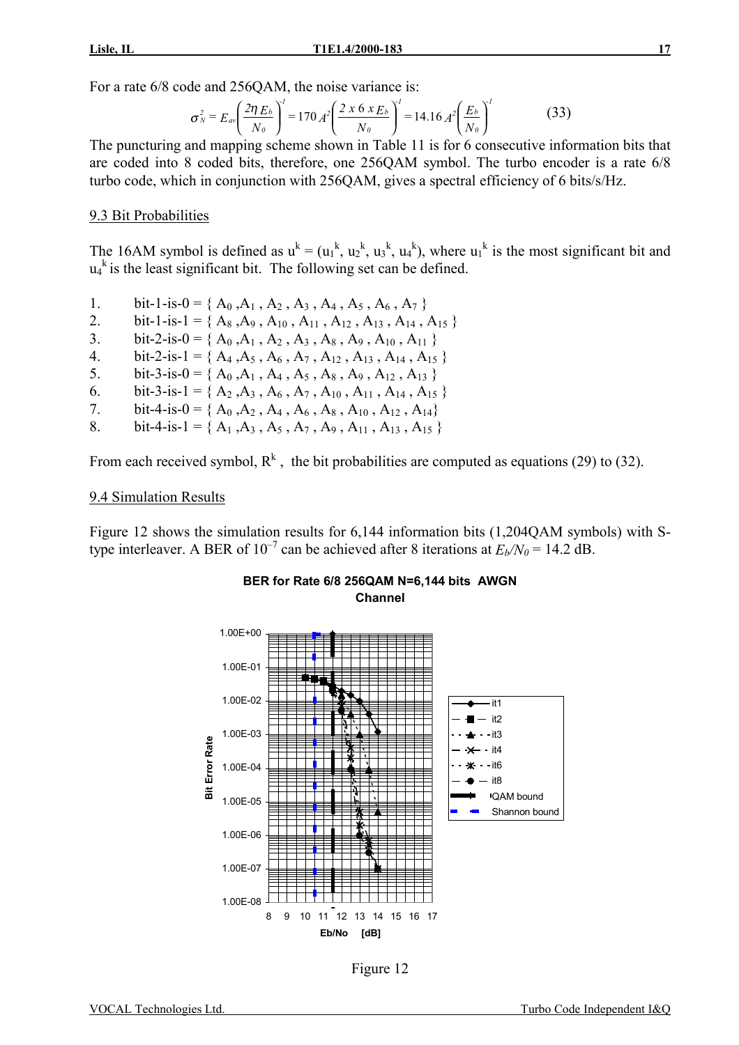For a rate 6/8 code and 256QAM, the noise variance is:

$$\sigma_N^2 = E_{av}\left(\frac{2\eta E_b}{N_0}\right)^{-1} = 170\,A^2\left(\frac{2\ x\ 6\ x\ E_b}{N_0}\right)^{-1} = 14.16\,A^2\left(\frac{E_b}{N_0}\right)^{-1} \qquad (33)$$

The puncturing and mapping scheme shown in Table 11 is for 6 consecutive information bits that are coded into 8 coded bits, therefore, one 256QAM symbol. The turbo encoder is a rate 6/8 turbo code, which in conjunction with 256QAM, gives a spectral efficiency of 6 bits/s/Hz.

## 9.3 Bit Probabilities

The 16AM symbol is defined as $u^k = (u_1^k, u_2^k, u_3^k, u_4^k)$, where $u_1^k$ is the most significant bit and $u_4^k$ is the least significant bit. The following set can be defined.

1. bit-1-is-0 = { $A_0$ ,$A_1$ , $A_2$ , $A_3$ , $A_4$ , $A_5$ , $A_6$ , $A_7$ }
2. bit-1-is-1 = { $A_8$ ,$A_9$ , $A_{10}$ , $A_{11}$ , $A_{12}$ , $A_{13}$ , $A_{14}$ , $A_{15}$ }
3. bit-2-is-0 = { $A_0$ ,$A_1$ , $A_2$ , $A_3$ , $A_8$ , $A_9$ , $A_{10}$ , $A_{11}$ }
4. bit-2-is-1 = { $A_4$ ,$A_5$ , $A_6$ , $A_7$ , $A_{12}$ , $A_{13}$ , $A_{14}$ , $A_{15}$ }
5. bit-3-is-0 = { $A_0$ ,$A_1$ , $A_4$ , $A_5$ , $A_8$ , $A_9$ , $A_{12}$ , $A_{13}$ }
6. bit-3-is-1 = { $A_2$ ,$A_3$ , $A_6$ , $A_7$ , $A_{10}$ , $A_{11}$ , $A_{14}$ , $A_{15}$ }
7. bit-4-is-0 = { $A_0$ ,$A_2$ , $A_4$ , $A_6$ , $A_8$ , $A_{10}$ , $A_{12}$ , $A_{14}$}
8. bit-4-is-1 = { $A_1$ ,$A_3$ , $A_5$ , $A_7$ , $A_9$ , $A_{11}$ , $A_{13}$ , $A_{15}$ }

From each received symbol, $R^k$ , the bit probabilities are computed as equations (29) to (32).

## 9.4 Simulation Results

Figure 12 shows the simulation results for 6,144 information bits (1,204QAM symbols) with S-type interleaver. A BER of $10^{-7}$ can be achieved after 8 iterations at $E_b/N_0$ = 14.2 dB.

**BER for Rate 6/8 256QAM N=6,144 bits AWGN Channel**

Figure 12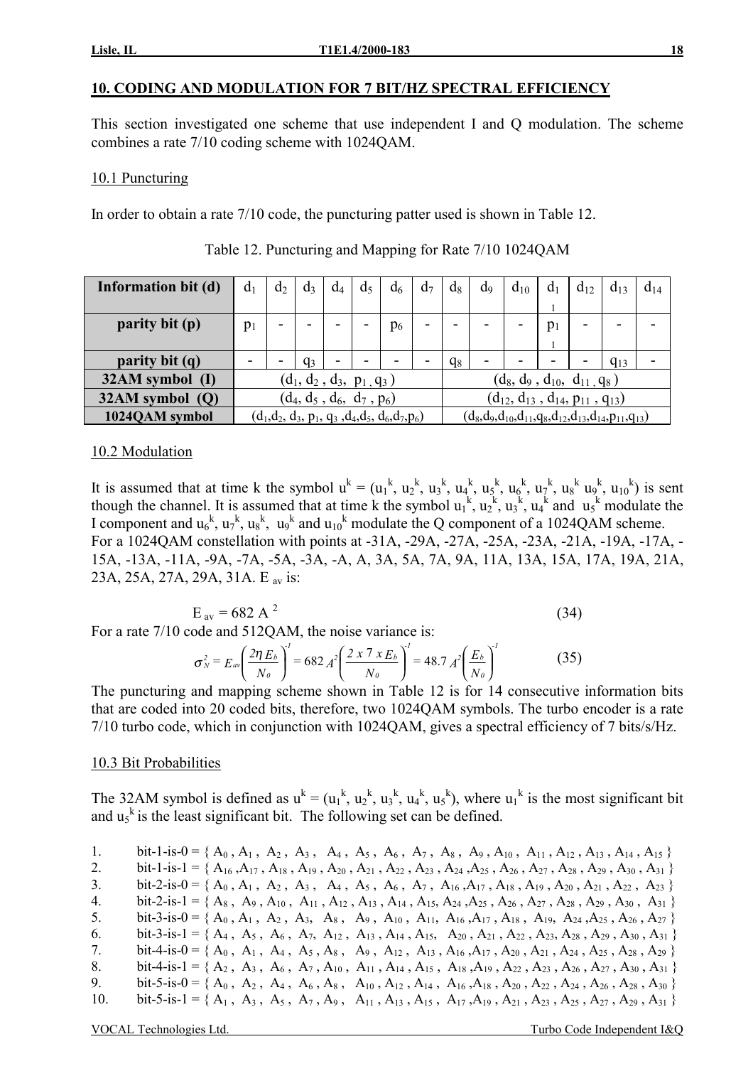## 10. CODING AND MODULATION FOR 7 BIT/HZ SPECTRAL EFFICIENCY

This section investigated one scheme that use independent I and Q modulation. The scheme combines a rate 7/10 coding scheme with 1024QAM.

### 10.1 Puncturing

In order to obtain a rate 7/10 code, the puncturing patter used is shown in Table 12.

Table 12. Puncturing and Mapping for Rate 7/10 1024QAM

| **Information bit (d)** | $d_1$ | $d_2$ | $d_3$ | $d_4$ | $d_5$ | $d_6$ | $d_7$ | $d_8$ | $d_9$ | $d_{10}$ | $d_{11}$ | $d_{12}$ | $d_{13}$ | $d_{14}$ |
|---|---|---|---|---|---|---|---|---|---|---|---|---|---|---|
| **parity bit (p)** | $p_1$ | - | - | - | - | $p_6$ | - | - | - | - | $p_{11}$ | - | - | - |
| **parity bit (q)** | - | - | $q_3$ | - | - | - | - | $q_8$ | - | - | - | - | $q_{13}$ | - |
| **32AM symbol (I)** | ($d_1$, $d_2$, $d_3$, $p_1$, $q_3$) | | | | | | | ($d_8$, $d_9$, $d_{10}$, $d_{11}$, $q_8$) | | | | | | |
| **32AM symbol (Q)** | ($d_4$, $d_5$, $d_6$, $d_7$, $p_6$) | | | | | | | ($d_{12}$, $d_{13}$, $d_{14}$, $p_{11}$, $q_{13}$) | | | | | | |
| **1024QAM symbol** | ($d_1$,$d_2$, $d_3$, $p_1$, $q_3$ ,$d_4$,$d_5$, $d_6$,$d_7$,$p_6$) | | | | | | | ($d_8$,$d_9$,$d_{10}$,$d_{11}$,$q_8$,$d_{12}$,$d_{13}$,$d_{14}$,$p_{11}$,$q_{13}$) | | | | | | |

### 10.2 Modulation

It is assumed that at time k the symbol $u^k = (u_1^k, u_2^k, u_3^k, u_4^k, u_5^k, u_6^k, u_7^k, u_8^k\ u_9^k, u_{10}^k)$ is sent though the channel. It is assumed that at time k the symbol $u_1^k$, $u_2^k$, $u_3^k$, $u_4^k$ and $u_5^k$ modulate the I component and $u_6^k$, $u_7^k$, $u_8^k$, $u_9^k$ and $u_{10}^k$ modulate the Q component of a 1024QAM scheme.
For a 1024QAM constellation with points at -31A, -29A, -27A, -25A, -23A, -21A, -19A, -17A, -15A, -13A, -11A, -9A, -7A, -5A, -3A, -A, A, 3A, 5A, 7A, 9A, 11A, 13A, 15A, 17A, 19A, 21A, 23A, 25A, 27A, 29A, 31A. $E_{av}$ is:

$$E_{av} = 682\ A^2 \tag{34}$$

For a rate 7/10 code and 512QAM, the noise variance is:

$$\sigma_N^2 = E_{av}\left(\frac{2\eta\, E_b}{N_0}\right)^{-1} = 682\ A^2\left(\frac{2\ x\ 7\ x\ E_b}{N_0}\right)^{-1} = 48.7\ A^2\left(\frac{E_b}{N_0}\right)^{-1} \tag{35}$$

The puncturing and mapping scheme shown in Table 12 is for 14 consecutive information bits that are coded into 20 coded bits, therefore, two 1024QAM symbols. The turbo encoder is a rate 7/10 turbo code, which in conjunction with 1024QAM, gives a spectral efficiency of 7 bits/s/Hz.

### 10.3 Bit Probabilities

The 32AM symbol is defined as $u^k = (u_1^k, u_2^k, u_3^k, u_4^k, u_5^k)$, where $u_1^k$ is the most significant bit and $u_5^k$ is the least significant bit. The following set can be defined.

1. bit-1-is-0 = { $A_0$ , $A_1$ , $A_2$ , $A_3$ , $A_4$ , $A_5$ , $A_6$ , $A_7$ , $A_8$ , $A_9$ , $A_{10}$ , $A_{11}$ , $A_{12}$ , $A_{13}$ , $A_{14}$ , $A_{15}$ }
2. bit-1-is-1 = { $A_{16}$ ,$A_{17}$ , $A_{18}$ , $A_{19}$ , $A_{20}$ , $A_{21}$ , $A_{22}$ , $A_{23}$ , $A_{24}$ ,$A_{25}$ , $A_{26}$ , $A_{27}$ , $A_{28}$ , $A_{29}$ , $A_{30}$ , $A_{31}$ }
3. bit-2-is-0 = { $A_0$ , $A_1$ , $A_2$ , $A_3$ , $A_4$ , $A_5$ , $A_6$ , $A_7$ , $A_{16}$ ,$A_{17}$ , $A_{18}$ , $A_{19}$ , $A_{20}$ , $A_{21}$ , $A_{22}$ , $A_{23}$ }
4. bit-2-is-1 = { $A_8$ , $A_9$ , $A_{10}$ , $A_{11}$ , $A_{12}$ , $A_{13}$ , $A_{14}$ , $A_{15}$, $A_{24}$ ,$A_{25}$ , $A_{26}$ , $A_{27}$ , $A_{28}$ , $A_{29}$ , $A_{30}$ , $A_{31}$ }
5. bit-3-is-0 = { $A_0$ , $A_1$ , $A_2$ , $A_3$, $A_8$ , $A_9$ , $A_{10}$ , $A_{11}$, $A_{16}$ ,$A_{17}$ , $A_{18}$ , $A_{19}$, $A_{24}$ ,$A_{25}$ , $A_{26}$ , $A_{27}$ }
6. bit-3-is-1 = { $A_4$ , $A_5$ , $A_6$ , $A_7$, $A_{12}$ , $A_{13}$ , $A_{14}$ , $A_{15}$, $A_{20}$ , $A_{21}$ , $A_{22}$ , $A_{23}$, $A_{28}$ , $A_{29}$ , $A_{30}$ , $A_{31}$ }
7. bit-4-is-0 = { $A_0$ , $A_1$ , $A_4$ , $A_5$ , $A_8$ , $A_9$ , $A_{12}$ , $A_{13}$ , $A_{16}$ ,$A_{17}$ , $A_{20}$ , $A_{21}$ , $A_{24}$ , $A_{25}$ , $A_{28}$ , $A_{29}$ }
8. bit-4-is-1 = { $A_2$ , $A_3$ , $A_6$ , $A_7$ , $A_{10}$ , $A_{11}$ , $A_{14}$ , $A_{15}$ , $A_{18}$ ,$A_{19}$ , $A_{22}$ , $A_{23}$ , $A_{26}$ , $A_{27}$ , $A_{30}$ , $A_{31}$ }
9. bit-5-is-0 = { $A_0$ , $A_2$ , $A_4$ , $A_6$ , $A_8$ , $A_{10}$ , $A_{12}$ , $A_{14}$ , $A_{16}$ ,$A_{18}$ , $A_{20}$ , $A_{22}$ , $A_{24}$ , $A_{26}$ , $A_{28}$ , $A_{30}$ }
10. bit-5-is-1 = { $A_1$ , $A_3$ , $A_5$ , $A_7$ , $A_9$ , $A_{11}$ , $A_{13}$ , $A_{15}$ , $A_{17}$ ,$A_{19}$ , $A_{21}$ , $A_{23}$ , $A_{25}$ , $A_{27}$ , $A_{29}$ , $A_{31}$ }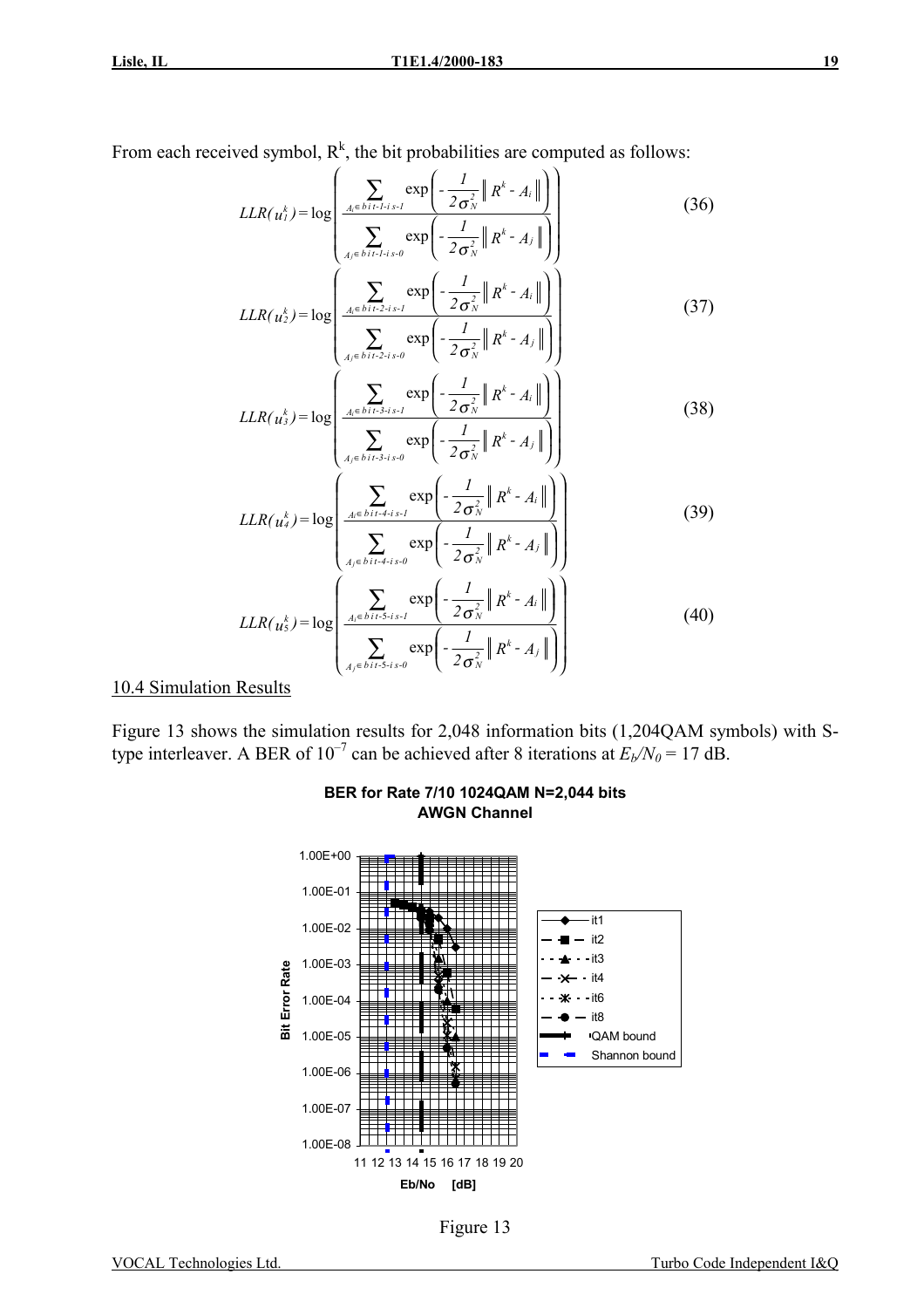From each received symbol, $R^k$, the bit probabilities are computed as follows:

$$LLR(u_1^k) = \log\left(\frac{\sum_{A_i \in bit\text{-}1\text{-}is\text{-}1} \exp\left(-\frac{1}{2\sigma_N^2}\left\| R^k - A_i \right\|\right)}{\sum_{A_j \in bit\text{-}1\text{-}is\text{-}0} \exp\left(-\frac{1}{2\sigma_N^2}\left\| R^k - A_j \right\|\right)}\right) \quad (36)$$

$$LLR(u_2^k) = \log\left(\frac{\sum_{A_i \in bit\text{-}2\text{-}is\text{-}1} \exp\left(-\frac{1}{2\sigma_N^2}\left\| R^k - A_i \right\|\right)}{\sum_{A_j \in bit\text{-}2\text{-}is\text{-}0} \exp\left(-\frac{1}{2\sigma_N^2}\left\| R^k - A_j \right\|\right)}\right) \quad (37)$$

$$LLR(u_3^k) = \log\left(\frac{\sum_{A_i \in bit\text{-}3\text{-}is\text{-}1} \exp\left(-\frac{1}{2\sigma_N^2}\left\| R^k - A_i \right\|\right)}{\sum_{A_j \in bit\text{-}3\text{-}is\text{-}0} \exp\left(-\frac{1}{2\sigma_N^2}\left\| R^k - A_j \right\|\right)}\right) \quad (38)$$

$$LLR(u_4^k) = \log\left(\frac{\sum_{A_i \in bit\text{-}4\text{-}is\text{-}1} \exp\left(-\frac{1}{2\sigma_N^2}\left\| R^k - A_i \right\|\right)}{\sum_{A_j \in bit\text{-}4\text{-}is\text{-}0} \exp\left(-\frac{1}{2\sigma_N^2}\left\| R^k - A_j \right\|\right)}\right) \quad (39)$$

$$LLR(u_5^k) = \log\left(\frac{\sum_{A_i \in bit\text{-}5\text{-}is\text{-}1} \exp\left(-\frac{1}{2\sigma_N^2}\left\| R^k - A_i \right\|\right)}{\sum_{A_j \in bit\text{-}5\text{-}is\text{-}0} \exp\left(-\frac{1}{2\sigma_N^2}\left\| R^k - A_j \right\|\right)}\right) \quad (40)$$

## 10.4 Simulation Results

Figure 13 shows the simulation results for 2,048 information bits (1,204QAM symbols) with S-type interleaver. A BER of $10^{-7}$ can be achieved after 8 iterations at $E_b/N_0 = 17$ dB.

**BER for Rate 7/10 1024QAM N=2,044 bits**
**AWGN Channel**

Figure 13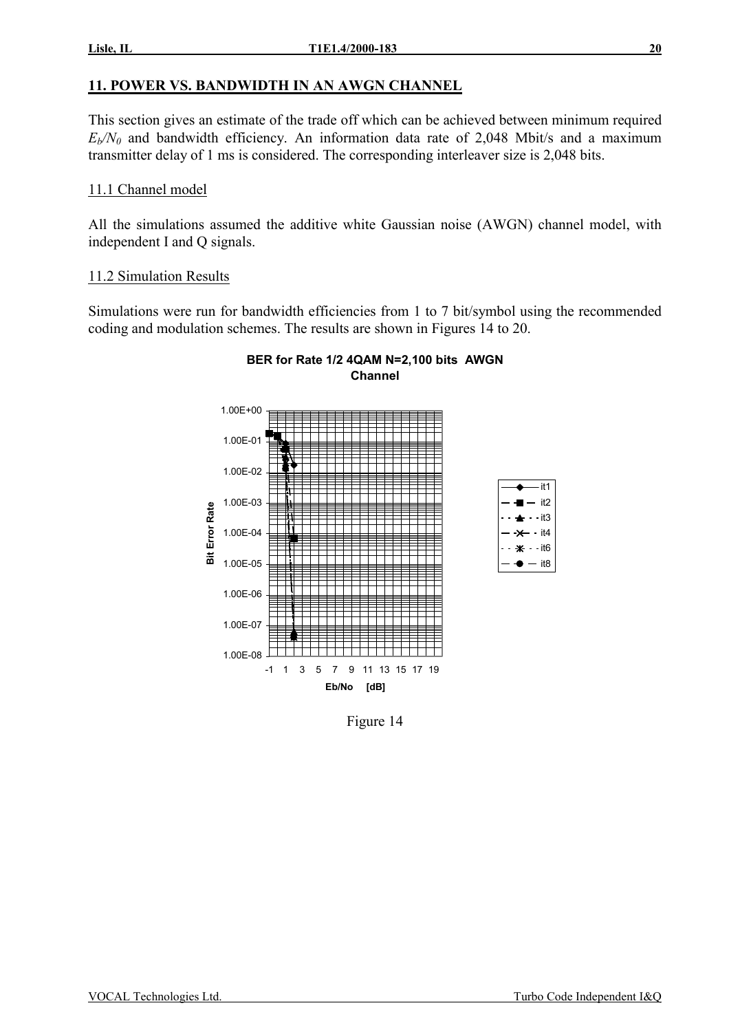## 11. POWER VS. BANDWIDTH IN AN AWGN CHANNEL

This section gives an estimate of the trade off which can be achieved between minimum required $E_b/N_0$ and bandwidth efficiency. An information data rate of 2,048 Mbit/s and a maximum transmitter delay of 1 ms is considered. The corresponding interleaver size is 2,048 bits.

### 11.1 Channel model

All the simulations assumed the additive white Gaussian noise (AWGN) channel model, with independent I and Q signals.

### 11.2 Simulation Results

Simulations were run for bandwidth efficiencies from 1 to 7 bit/symbol using the recommended coding and modulation schemes. The results are shown in Figures 14 to 20.

**BER for Rate 1/2 4QAM N=2,100 bits AWGN Channel**

Figure 14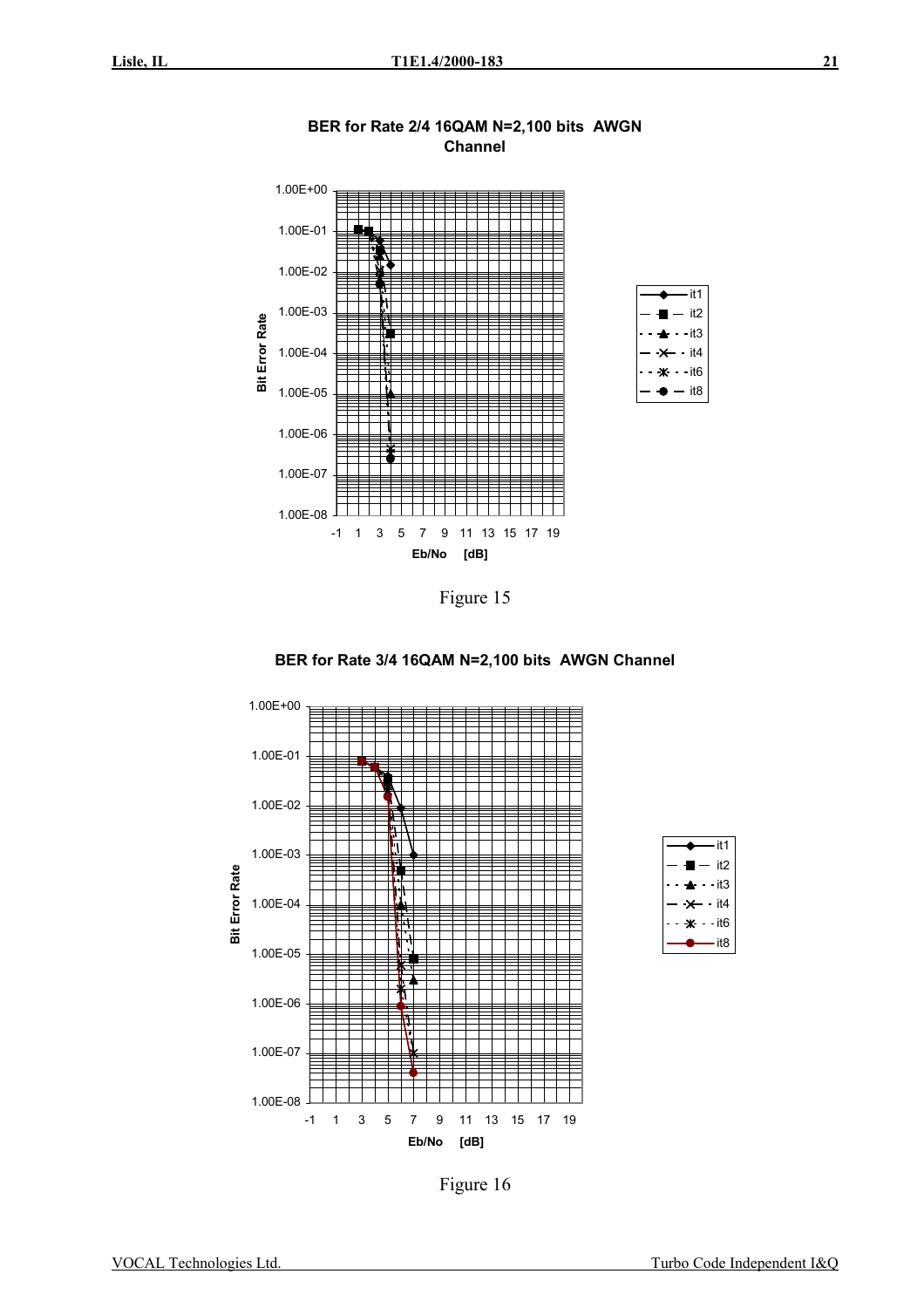**BER for Rate 2/4 16QAM N=2,100 bits AWGN Channel**

Figure 15

**BER for Rate 3/4 16QAM N=2,100 bits AWGN Channel**

Figure 16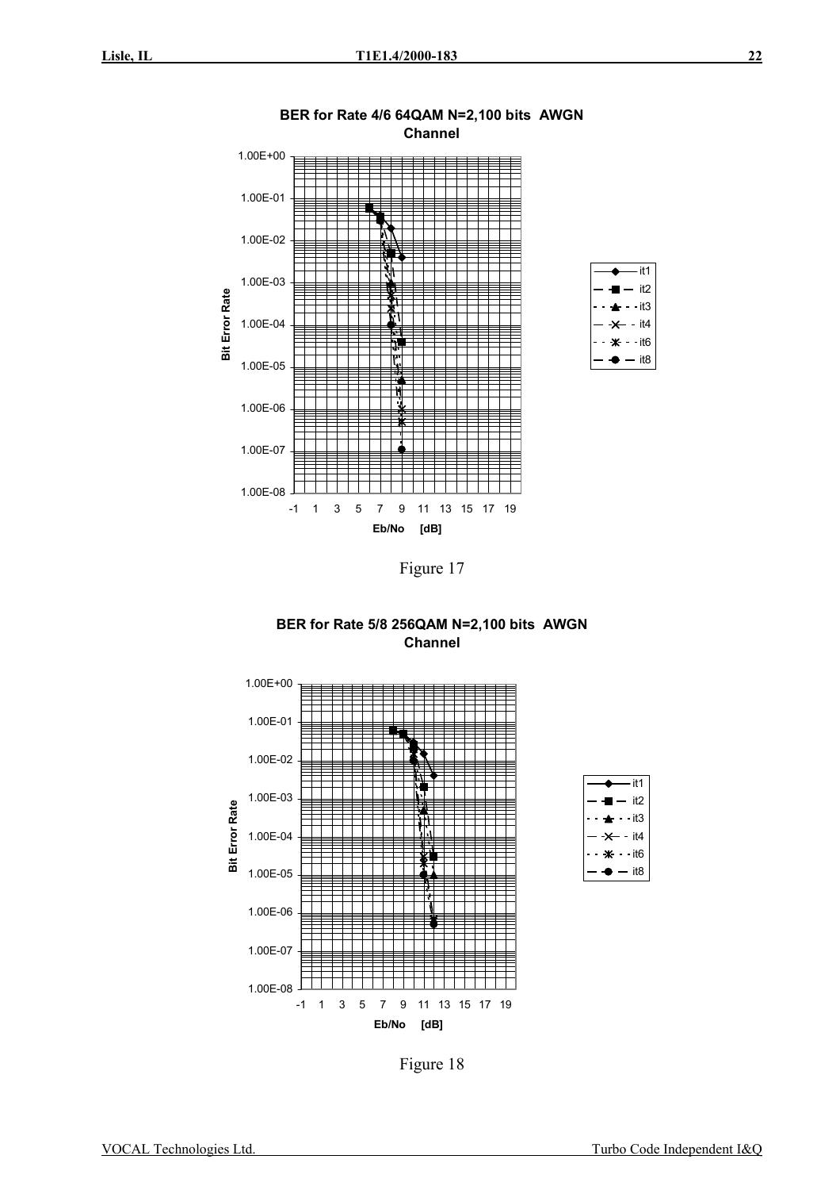**BER for Rate 4/6 64QAM N=2,100 bits AWGN Channel**

Bit Error Rate

1.00E+00
1.00E-01
1.00E-02
1.00E-03
1.00E-04
1.00E-05
1.00E-06
1.00E-07
1.00E-08

-1 1 3 5 7 9 11 13 15 17 19

Eb/No [dB]

it1
it2
it3
it4
it6
it8

Figure 17

**BER for Rate 5/8 256QAM N=2,100 bits AWGN Channel**

Bit Error Rate

1.00E+00
1.00E-01
1.00E-02
1.00E-03
1.00E-04
1.00E-05
1.00E-06
1.00E-07
1.00E-08

-1 1 3 5 7 9 11 13 15 17 19

Eb/No [dB]

it1
it2
it3
it4
it6
it8

Figure 18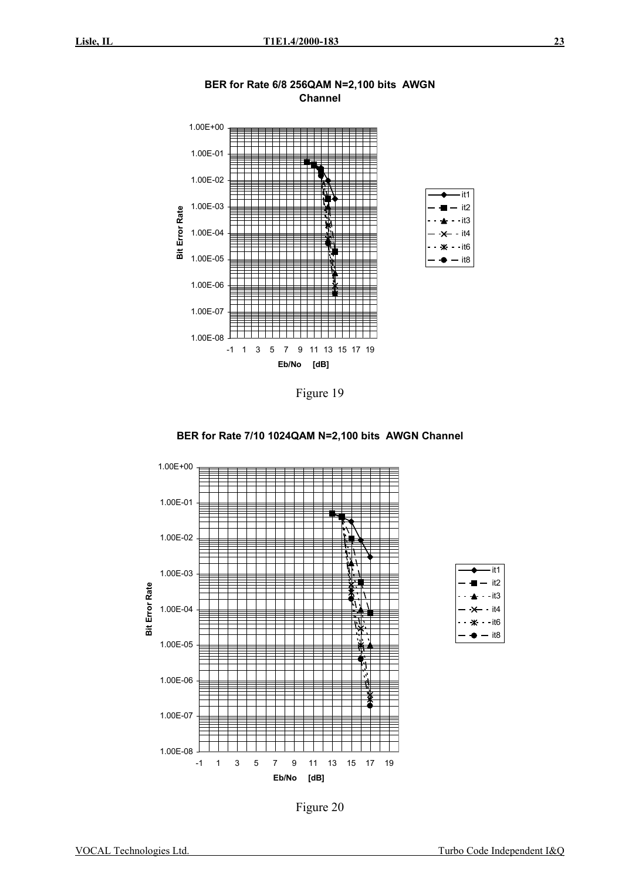**BER for Rate 6/8 256QAM N=2,100 bits AWGN Channel**

Figure 19

**BER for Rate 7/10 1024QAM N=2,100 bits AWGN Channel**

Figure 20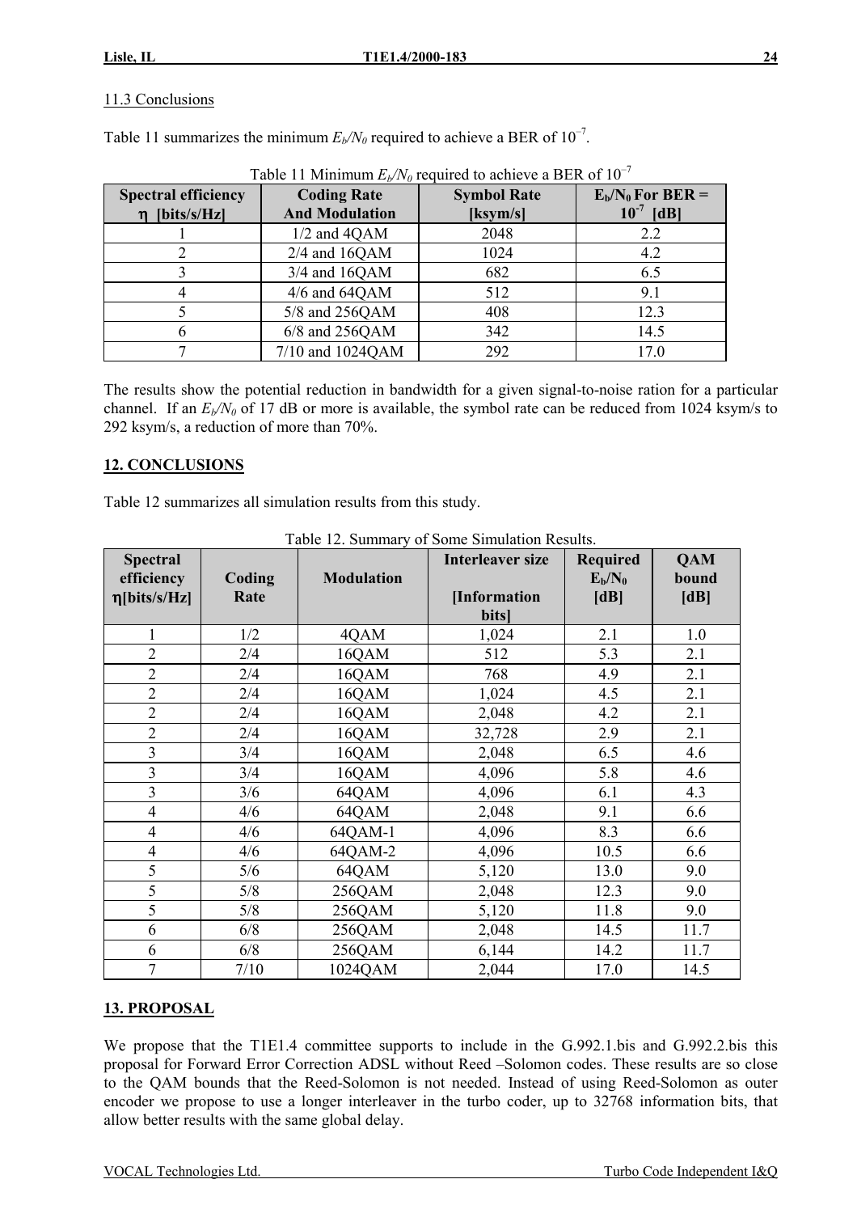11.3 Conclusions

Table 11 summarizes the minimum $E_b/N_0$ required to achieve a BER of $10^{-7}$.

Table 11 Minimum $E_b/N_0$ required to achieve a BER of $10^{-7}$

| Spectral efficiency $\eta$ [bits/s/Hz] | Coding Rate And Modulation | Symbol Rate [ksym/s] | $E_b/N_0$ For BER = $10^{-7}$ [dB] |
|---|---|---|---|
| 1 | 1/2 and 4QAM | 2048 | 2.2 |
| 2 | 2/4 and 16QAM | 1024 | 4.2 |
| 3 | 3/4 and 16QAM | 682 | 6.5 |
| 4 | 4/6 and 64QAM | 512 | 9.1 |
| 5 | 5/8 and 256QAM | 408 | 12.3 |
| 6 | 6/8 and 256QAM | 342 | 14.5 |
| 7 | 7/10 and 1024QAM | 292 | 17.0 |

The results show the potential reduction in bandwidth for a given signal-to-noise ration for a particular channel. If an $E_b/N_0$ of 17 dB or more is available, the symbol rate can be reduced from 1024 ksym/s to 292 ksym/s, a reduction of more than 70%.

## 12. CONCLUSIONS

Table 12 summarizes all simulation results from this study.

Table 12. Summary of Some Simulation Results.

| Spectral efficiency $\eta$[bits/s/Hz] | Coding Rate | Modulation | Interleaver size [Information bits] | Required $E_b/N_0$ [dB] | QAM bound [dB] |
|---|---|---|---|---|---|
| 1 | 1/2 | 4QAM | 1,024 | 2.1 | 1.0 |
| 2 | 2/4 | 16QAM | 512 | 5.3 | 2.1 |
| 2 | 2/4 | 16QAM | 768 | 4.9 | 2.1 |
| 2 | 2/4 | 16QAM | 1,024 | 4.5 | 2.1 |
| 2 | 2/4 | 16QAM | 2,048 | 4.2 | 2.1 |
| 2 | 2/4 | 16QAM | 32,728 | 2.9 | 2.1 |
| 3 | 3/4 | 16QAM | 2,048 | 6.5 | 4.6 |
| 3 | 3/4 | 16QAM | 4,096 | 5.8 | 4.6 |
| 3 | 3/6 | 64QAM | 4,096 | 6.1 | 4.3 |
| 4 | 4/6 | 64QAM | 2,048 | 9.1 | 6.6 |
| 4 | 4/6 | 64QAM-1 | 4,096 | 8.3 | 6.6 |
| 4 | 4/6 | 64QAM-2 | 4,096 | 10.5 | 6.6 |
| 5 | 5/6 | 64QAM | 5,120 | 13.0 | 9.0 |
| 5 | 5/8 | 256QAM | 2,048 | 12.3 | 9.0 |
| 5 | 5/8 | 256QAM | 5,120 | 11.8 | 9.0 |
| 6 | 6/8 | 256QAM | 2,048 | 14.5 | 11.7 |
| 6 | 6/8 | 256QAM | 6,144 | 14.2 | 11.7 |
| 7 | 7/10 | 1024QAM | 2,044 | 17.0 | 14.5 |

## 13. PROPOSAL

We propose that the T1E1.4 committee supports to include in the G.992.1.bis and G.992.2.bis this proposal for Forward Error Correction ADSL without Reed –Solomon codes. These results are so close to the QAM bounds that the Reed-Solomon is not needed. Instead of using Reed-Solomon as outer encoder we propose to use a longer interleaver in the turbo coder, up to 32768 information bits, that allow better results with the same global delay.